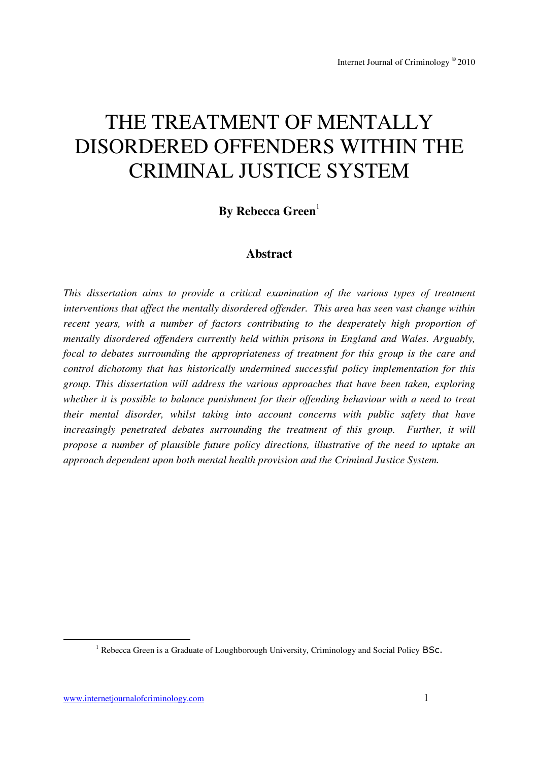# THE TREATMENT OF MENTALLY DISORDERED OFFENDERS WITHIN THE CRIMINAL JUSTICE SYSTEM

**By Rebecca Green**[1]

## Abstract

*This dissertation aims to provide a critical examination of the various types of treatment interventions that affect the mentally disordered offender. This area has seen vast change within recent years, with a number of factors contributing to the desperately high proportion of mentally disordered offenders currently held within prisons in England and Wales. Arguably, focal to debates surrounding the appropriateness of treatment for this group is the care and control dichotomy that has historically undermined successful policy implementation for this group. This dissertation will address the various approaches that have been taken, exploring whether it is possible to balance punishment for their offending behaviour with a need to treat their mental disorder, whilst taking into account concerns with public safety that have increasingly penetrated debates surrounding the treatment of this group. Further, it will propose a number of plausible future policy directions, illustrative of the need to uptake an approach dependent upon both mental health provision and the Criminal Justice System.*

[1] Rebecca Green is a Graduate of Loughborough University, Criminology and Social Policy BSc.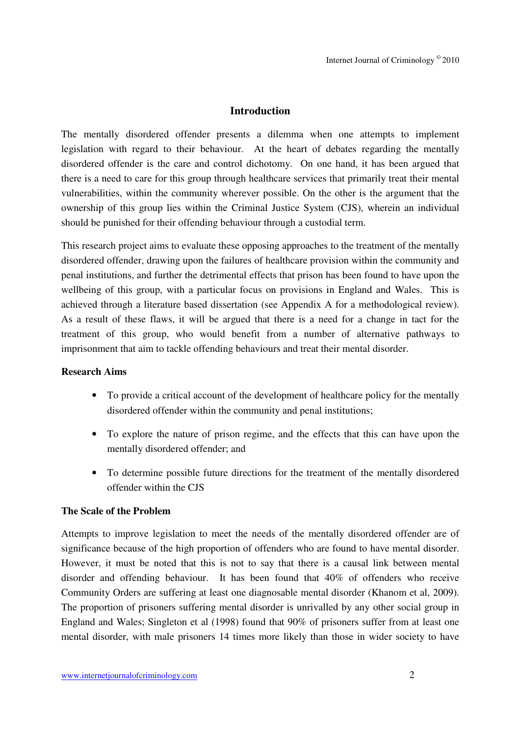## Introduction

The mentally disordered offender presents a dilemma when one attempts to implement legislation with regard to their behaviour. At the heart of debates regarding the mentally disordered offender is the care and control dichotomy. On one hand, it has been argued that there is a need to care for this group through healthcare services that primarily treat their mental vulnerabilities, within the community wherever possible. On the other is the argument that the ownership of this group lies within the Criminal Justice System (CJS), wherein an individual should be punished for their offending behaviour through a custodial term.

This research project aims to evaluate these opposing approaches to the treatment of the mentally disordered offender, drawing upon the failures of healthcare provision within the community and penal institutions, and further the detrimental effects that prison has been found to have upon the wellbeing of this group, with a particular focus on provisions in England and Wales. This is achieved through a literature based dissertation (see Appendix A for a methodological review). As a result of these flaws, it will be argued that there is a need for a change in tact for the treatment of this group, who would benefit from a number of alternative pathways to imprisonment that aim to tackle offending behaviours and treat their mental disorder.

**Research Aims**

- To provide a critical account of the development of healthcare policy for the mentally disordered offender within the community and penal institutions;
- To explore the nature of prison regime, and the effects that this can have upon the mentally disordered offender; and
- To determine possible future directions for the treatment of the mentally disordered offender within the CJS

**The Scale of the Problem**

Attempts to improve legislation to meet the needs of the mentally disordered offender are of significance because of the high proportion of offenders who are found to have mental disorder. However, it must be noted that this is not to say that there is a causal link between mental disorder and offending behaviour. It has been found that 40% of offenders who receive Community Orders are suffering at least one diagnosable mental disorder (Khanom et al, 2009). The proportion of prisoners suffering mental disorder is unrivalled by any other social group in England and Wales; Singleton et al (1998) found that 90% of prisoners suffer from at least one mental disorder, with male prisoners 14 times more likely than those in wider society to have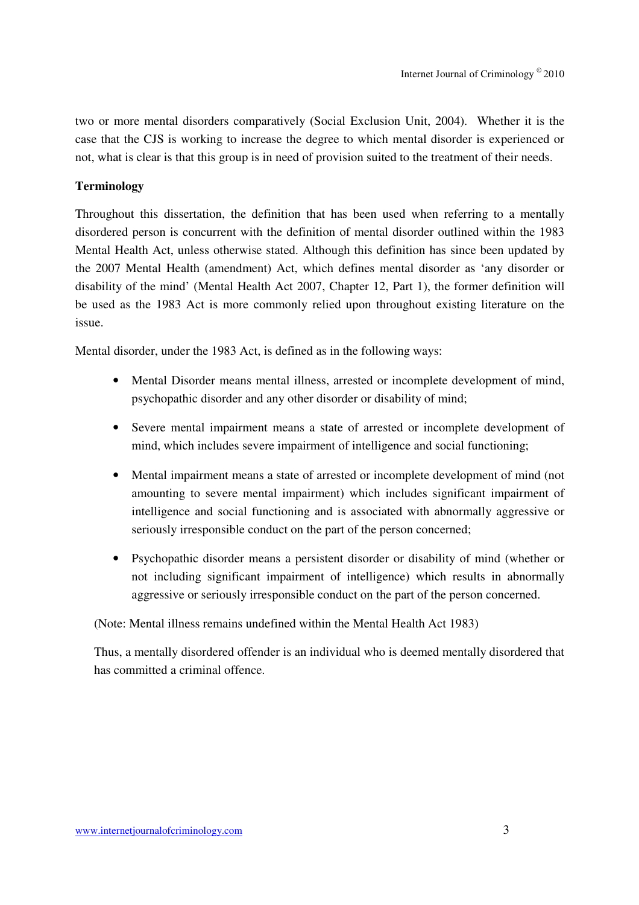two or more mental disorders comparatively (Social Exclusion Unit, 2004). Whether it is the case that the CJS is working to increase the degree to which mental disorder is experienced or not, what is clear is that this group is in need of provision suited to the treatment of their needs.

**Terminology**

Throughout this dissertation, the definition that has been used when referring to a mentally disordered person is concurrent with the definition of mental disorder outlined within the 1983 Mental Health Act, unless otherwise stated. Although this definition has since been updated by the 2007 Mental Health (amendment) Act, which defines mental disorder as 'any disorder or disability of the mind' (Mental Health Act 2007, Chapter 12, Part 1), the former definition will be used as the 1983 Act is more commonly relied upon throughout existing literature on the issue.

Mental disorder, under the 1983 Act, is defined as in the following ways:

- Mental Disorder means mental illness, arrested or incomplete development of mind, psychopathic disorder and any other disorder or disability of mind;
- Severe mental impairment means a state of arrested or incomplete development of mind, which includes severe impairment of intelligence and social functioning;
- Mental impairment means a state of arrested or incomplete development of mind (not amounting to severe mental impairment) which includes significant impairment of intelligence and social functioning and is associated with abnormally aggressive or seriously irresponsible conduct on the part of the person concerned;
- Psychopathic disorder means a persistent disorder or disability of mind (whether or not including significant impairment of intelligence) which results in abnormally aggressive or seriously irresponsible conduct on the part of the person concerned.

(Note: Mental illness remains undefined within the Mental Health Act 1983)

Thus, a mentally disordered offender is an individual who is deemed mentally disordered that has committed a criminal offence.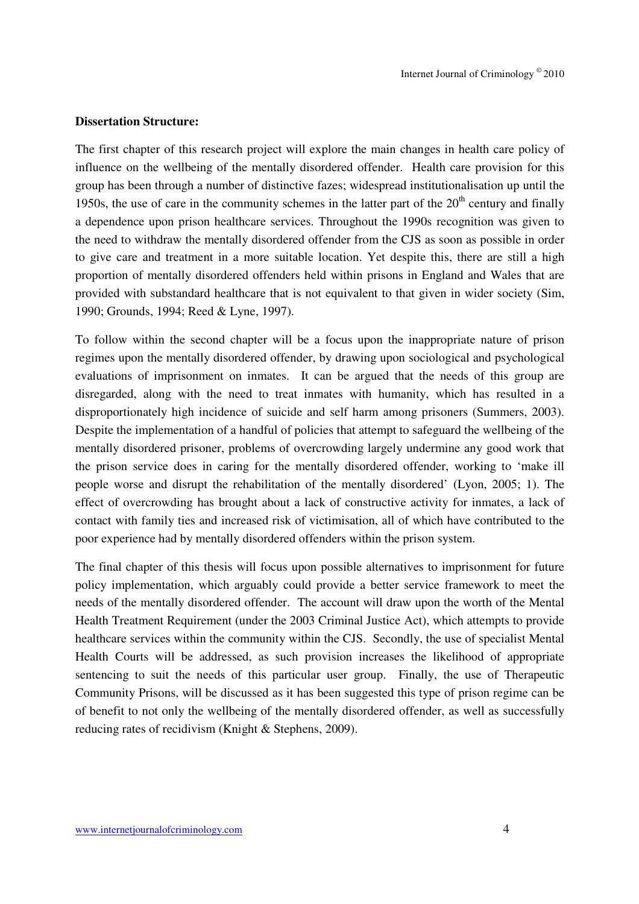**Dissertation Structure:**

The first chapter of this research project will explore the main changes in health care policy of influence on the wellbeing of the mentally disordered offender. Health care provision for this group has been through a number of distinctive fazes; widespread institutionalisation up until the 1950s, the use of care in the community schemes in the latter part of the 20th century and finally a dependence upon prison healthcare services. Throughout the 1990s recognition was given to the need to withdraw the mentally disordered offender from the CJS as soon as possible in order to give care and treatment in a more suitable location. Yet despite this, there are still a high proportion of mentally disordered offenders held within prisons in England and Wales that are provided with substandard healthcare that is not equivalent to that given in wider society (Sim, 1990; Grounds, 1994; Reed & Lyne, 1997).

To follow within the second chapter will be a focus upon the inappropriate nature of prison regimes upon the mentally disordered offender, by drawing upon sociological and psychological evaluations of imprisonment on inmates. It can be argued that the needs of this group are disregarded, along with the need to treat inmates with humanity, which has resulted in a disproportionately high incidence of suicide and self harm among prisoners (Summers, 2003). Despite the implementation of a handful of policies that attempt to safeguard the wellbeing of the mentally disordered prisoner, problems of overcrowding largely undermine any good work that the prison service does in caring for the mentally disordered offender, working to 'make ill people worse and disrupt the rehabilitation of the mentally disordered' (Lyon, 2005; 1). The effect of overcrowding has brought about a lack of constructive activity for inmates, a lack of contact with family ties and increased risk of victimisation, all of which have contributed to the poor experience had by mentally disordered offenders within the prison system.

The final chapter of this thesis will focus upon possible alternatives to imprisonment for future policy implementation, which arguably could provide a better service framework to meet the needs of the mentally disordered offender. The account will draw upon the worth of the Mental Health Treatment Requirement (under the 2003 Criminal Justice Act), which attempts to provide healthcare services within the community within the CJS. Secondly, the use of specialist Mental Health Courts will be addressed, as such provision increases the likelihood of appropriate sentencing to suit the needs of this particular user group. Finally, the use of Therapeutic Community Prisons, will be discussed as it has been suggested this type of prison regime can be of benefit to not only the wellbeing of the mentally disordered offender, as well as successfully reducing rates of recidivism (Knight & Stephens, 2009).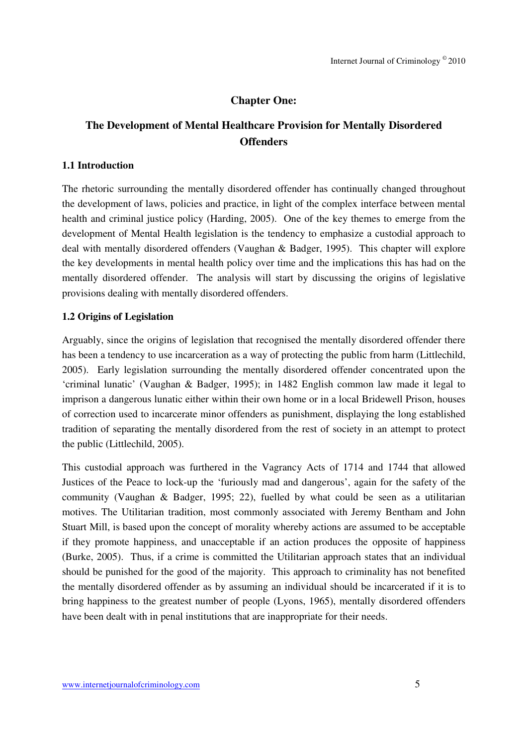# Chapter One:

# The Development of Mental Healthcare Provision for Mentally Disordered Offenders

## 1.1 Introduction

The rhetoric surrounding the mentally disordered offender has continually changed throughout the development of laws, policies and practice, in light of the complex interface between mental health and criminal justice policy (Harding, 2005). One of the key themes to emerge from the development of Mental Health legislation is the tendency to emphasize a custodial approach to deal with mentally disordered offenders (Vaughan & Badger, 1995). This chapter will explore the key developments in mental health policy over time and the implications this has had on the mentally disordered offender. The analysis will start by discussing the origins of legislative provisions dealing with mentally disordered offenders.

## 1.2 Origins of Legislation

Arguably, since the origins of legislation that recognised the mentally disordered offender there has been a tendency to use incarceration as a way of protecting the public from harm (Littlechild, 2005). Early legislation surrounding the mentally disordered offender concentrated upon the 'criminal lunatic' (Vaughan & Badger, 1995); in 1482 English common law made it legal to imprison a dangerous lunatic either within their own home or in a local Bridewell Prison, houses of correction used to incarcerate minor offenders as punishment, displaying the long established tradition of separating the mentally disordered from the rest of society in an attempt to protect the public (Littlechild, 2005).

This custodial approach was furthered in the Vagrancy Acts of 1714 and 1744 that allowed Justices of the Peace to lock-up the 'furiously mad and dangerous', again for the safety of the community (Vaughan & Badger, 1995; 22), fuelled by what could be seen as a utilitarian motives. The Utilitarian tradition, most commonly associated with Jeremy Bentham and John Stuart Mill, is based upon the concept of morality whereby actions are assumed to be acceptable if they promote happiness, and unacceptable if an action produces the opposite of happiness (Burke, 2005). Thus, if a crime is committed the Utilitarian approach states that an individual should be punished for the good of the majority. This approach to criminality has not benefited the mentally disordered offender as by assuming an individual should be incarcerated if it is to bring happiness to the greatest number of people (Lyons, 1965), mentally disordered offenders have been dealt with in penal institutions that are inappropriate for their needs.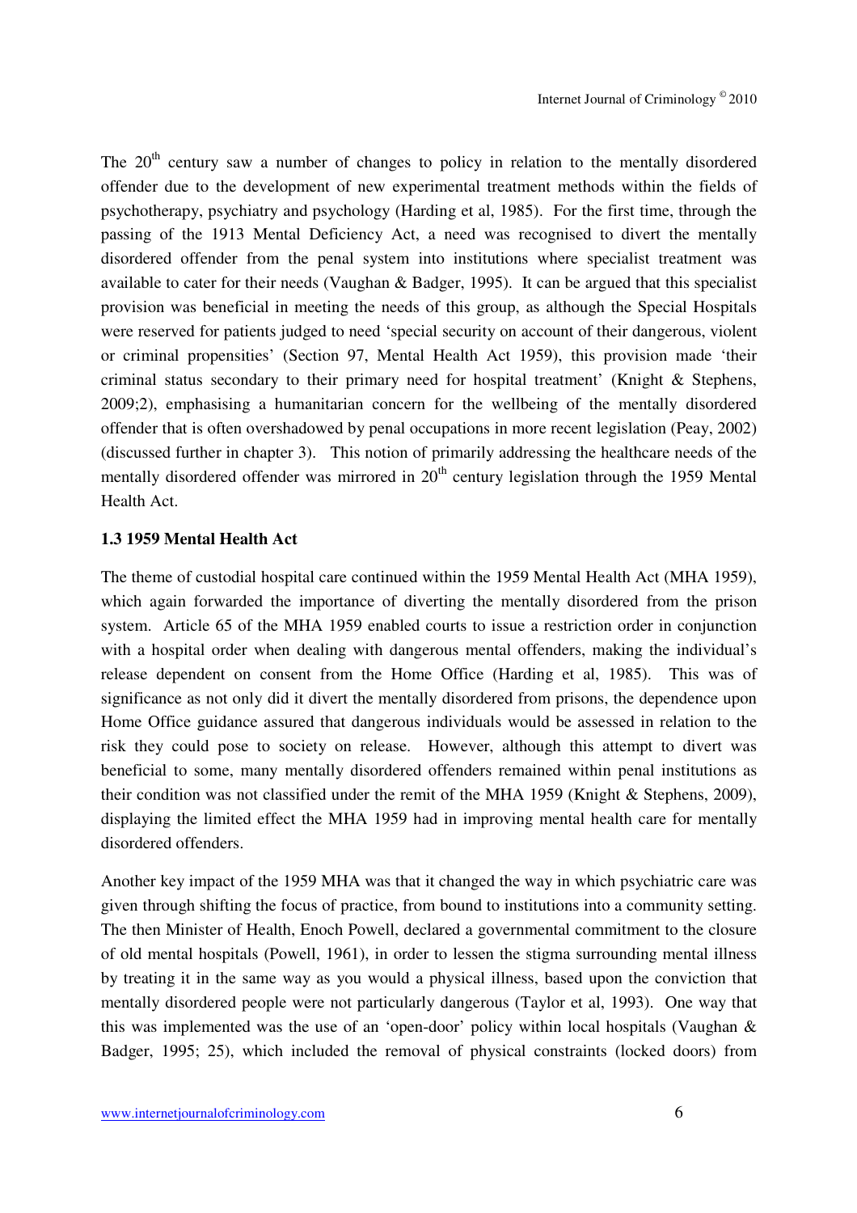The 20th century saw a number of changes to policy in relation to the mentally disordered offender due to the development of new experimental treatment methods within the fields of psychotherapy, psychiatry and psychology (Harding et al, 1985). For the first time, through the passing of the 1913 Mental Deficiency Act, a need was recognised to divert the mentally disordered offender from the penal system into institutions where specialist treatment was available to cater for their needs (Vaughan & Badger, 1995). It can be argued that this specialist provision was beneficial in meeting the needs of this group, as although the Special Hospitals were reserved for patients judged to need 'special security on account of their dangerous, violent or criminal propensities' (Section 97, Mental Health Act 1959), this provision made 'their criminal status secondary to their primary need for hospital treatment' (Knight & Stephens, 2009;2), emphasising a humanitarian concern for the wellbeing of the mentally disordered offender that is often overshadowed by penal occupations in more recent legislation (Peay, 2002) (discussed further in chapter 3). This notion of primarily addressing the healthcare needs of the mentally disordered offender was mirrored in 20th century legislation through the 1959 Mental Health Act.

### 1.3 1959 Mental Health Act

The theme of custodial hospital care continued within the 1959 Mental Health Act (MHA 1959), which again forwarded the importance of diverting the mentally disordered from the prison system. Article 65 of the MHA 1959 enabled courts to issue a restriction order in conjunction with a hospital order when dealing with dangerous mental offenders, making the individual's release dependent on consent from the Home Office (Harding et al, 1985). This was of significance as not only did it divert the mentally disordered from prisons, the dependence upon Home Office guidance assured that dangerous individuals would be assessed in relation to the risk they could pose to society on release. However, although this attempt to divert was beneficial to some, many mentally disordered offenders remained within penal institutions as their condition was not classified under the remit of the MHA 1959 (Knight & Stephens, 2009), displaying the limited effect the MHA 1959 had in improving mental health care for mentally disordered offenders.

Another key impact of the 1959 MHA was that it changed the way in which psychiatric care was given through shifting the focus of practice, from bound to institutions into a community setting. The then Minister of Health, Enoch Powell, declared a governmental commitment to the closure of old mental hospitals (Powell, 1961), in order to lessen the stigma surrounding mental illness by treating it in the same way as you would a physical illness, based upon the conviction that mentally disordered people were not particularly dangerous (Taylor et al, 1993). One way that this was implemented was the use of an 'open-door' policy within local hospitals (Vaughan & Badger, 1995; 25), which included the removal of physical constraints (locked doors) from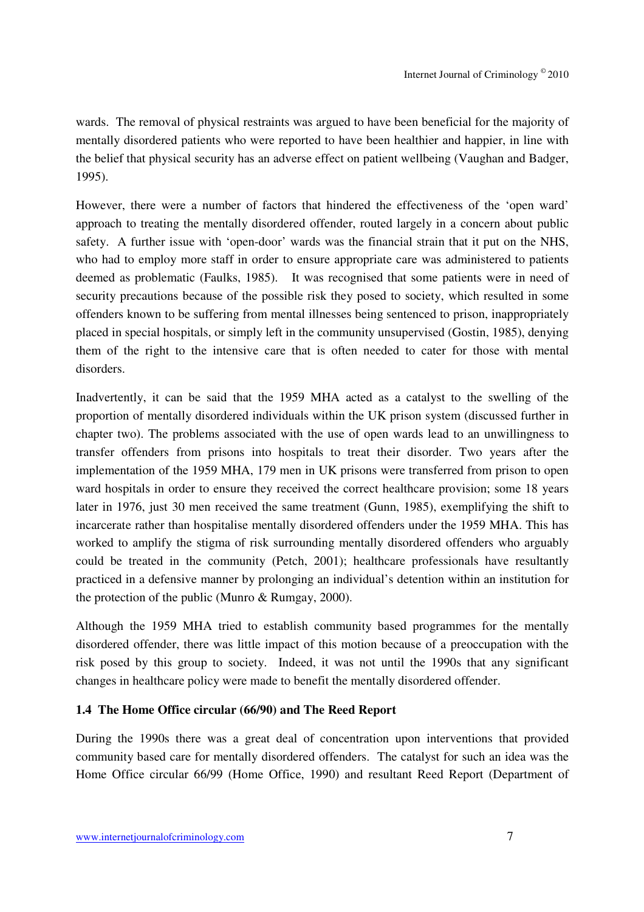wards. The removal of physical restraints was argued to have been beneficial for the majority of mentally disordered patients who were reported to have been healthier and happier, in line with the belief that physical security has an adverse effect on patient wellbeing (Vaughan and Badger, 1995).

However, there were a number of factors that hindered the effectiveness of the 'open ward' approach to treating the mentally disordered offender, routed largely in a concern about public safety. A further issue with 'open-door' wards was the financial strain that it put on the NHS, who had to employ more staff in order to ensure appropriate care was administered to patients deemed as problematic (Faulks, 1985). It was recognised that some patients were in need of security precautions because of the possible risk they posed to society, which resulted in some offenders known to be suffering from mental illnesses being sentenced to prison, inappropriately placed in special hospitals, or simply left in the community unsupervised (Gostin, 1985), denying them of the right to the intensive care that is often needed to cater for those with mental disorders.

Inadvertently, it can be said that the 1959 MHA acted as a catalyst to the swelling of the proportion of mentally disordered individuals within the UK prison system (discussed further in chapter two). The problems associated with the use of open wards lead to an unwillingness to transfer offenders from prisons into hospitals to treat their disorder. Two years after the implementation of the 1959 MHA, 179 men in UK prisons were transferred from prison to open ward hospitals in order to ensure they received the correct healthcare provision; some 18 years later in 1976, just 30 men received the same treatment (Gunn, 1985), exemplifying the shift to incarcerate rather than hospitalise mentally disordered offenders under the 1959 MHA. This has worked to amplify the stigma of risk surrounding mentally disordered offenders who arguably could be treated in the community (Petch, 2001); healthcare professionals have resultantly practiced in a defensive manner by prolonging an individual's detention within an institution for the protection of the public (Munro & Rumgay, 2000).

Although the 1959 MHA tried to establish community based programmes for the mentally disordered offender, there was little impact of this motion because of a preoccupation with the risk posed by this group to society. Indeed, it was not until the 1990s that any significant changes in healthcare policy were made to benefit the mentally disordered offender.

### 1.4 The Home Office circular (66/90) and The Reed Report

During the 1990s there was a great deal of concentration upon interventions that provided community based care for mentally disordered offenders. The catalyst for such an idea was the Home Office circular 66/99 (Home Office, 1990) and resultant Reed Report (Department of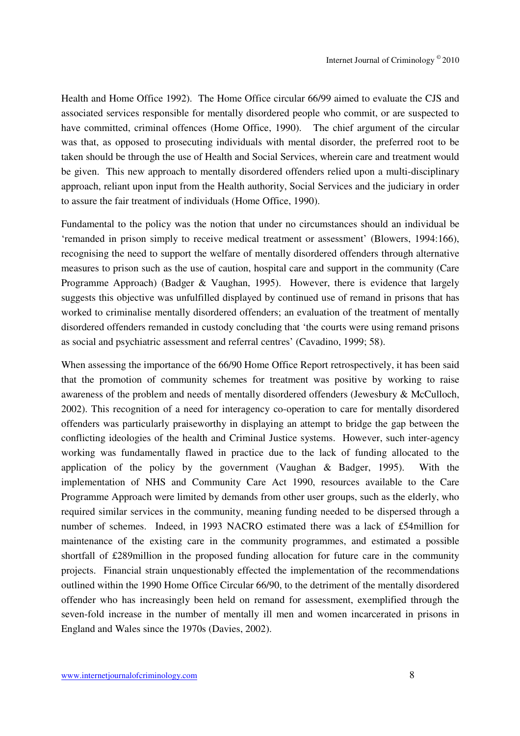Health and Home Office 1992). The Home Office circular 66/99 aimed to evaluate the CJS and associated services responsible for mentally disordered people who commit, or are suspected to have committed, criminal offences (Home Office, 1990). The chief argument of the circular was that, as opposed to prosecuting individuals with mental disorder, the preferred root to be taken should be through the use of Health and Social Services, wherein care and treatment would be given. This new approach to mentally disordered offenders relied upon a multi-disciplinary approach, reliant upon input from the Health authority, Social Services and the judiciary in order to assure the fair treatment of individuals (Home Office, 1990).

Fundamental to the policy was the notion that under no circumstances should an individual be 'remanded in prison simply to receive medical treatment or assessment' (Blowers, 1994:166), recognising the need to support the welfare of mentally disordered offenders through alternative measures to prison such as the use of caution, hospital care and support in the community (Care Programme Approach) (Badger & Vaughan, 1995). However, there is evidence that largely suggests this objective was unfulfilled displayed by continued use of remand in prisons that has worked to criminalise mentally disordered offenders; an evaluation of the treatment of mentally disordered offenders remanded in custody concluding that 'the courts were using remand prisons as social and psychiatric assessment and referral centres' (Cavadino, 1999; 58).

When assessing the importance of the 66/90 Home Office Report retrospectively, it has been said that the promotion of community schemes for treatment was positive by working to raise awareness of the problem and needs of mentally disordered offenders (Jewesbury & McCulloch, 2002). This recognition of a need for interagency co-operation to care for mentally disordered offenders was particularly praiseworthy in displaying an attempt to bridge the gap between the conflicting ideologies of the health and Criminal Justice systems. However, such inter-agency working was fundamentally flawed in practice due to the lack of funding allocated to the application of the policy by the government (Vaughan & Badger, 1995). With the implementation of NHS and Community Care Act 1990, resources available to the Care Programme Approach were limited by demands from other user groups, such as the elderly, who required similar services in the community, meaning funding needed to be dispersed through a number of schemes. Indeed, in 1993 NACRO estimated there was a lack of £54million for maintenance of the existing care in the community programmes, and estimated a possible shortfall of £289million in the proposed funding allocation for future care in the community projects. Financial strain unquestionably effected the implementation of the recommendations outlined within the 1990 Home Office Circular 66/90, to the detriment of the mentally disordered offender who has increasingly been held on remand for assessment, exemplified through the seven-fold increase in the number of mentally ill men and women incarcerated in prisons in England and Wales since the 1970s (Davies, 2002).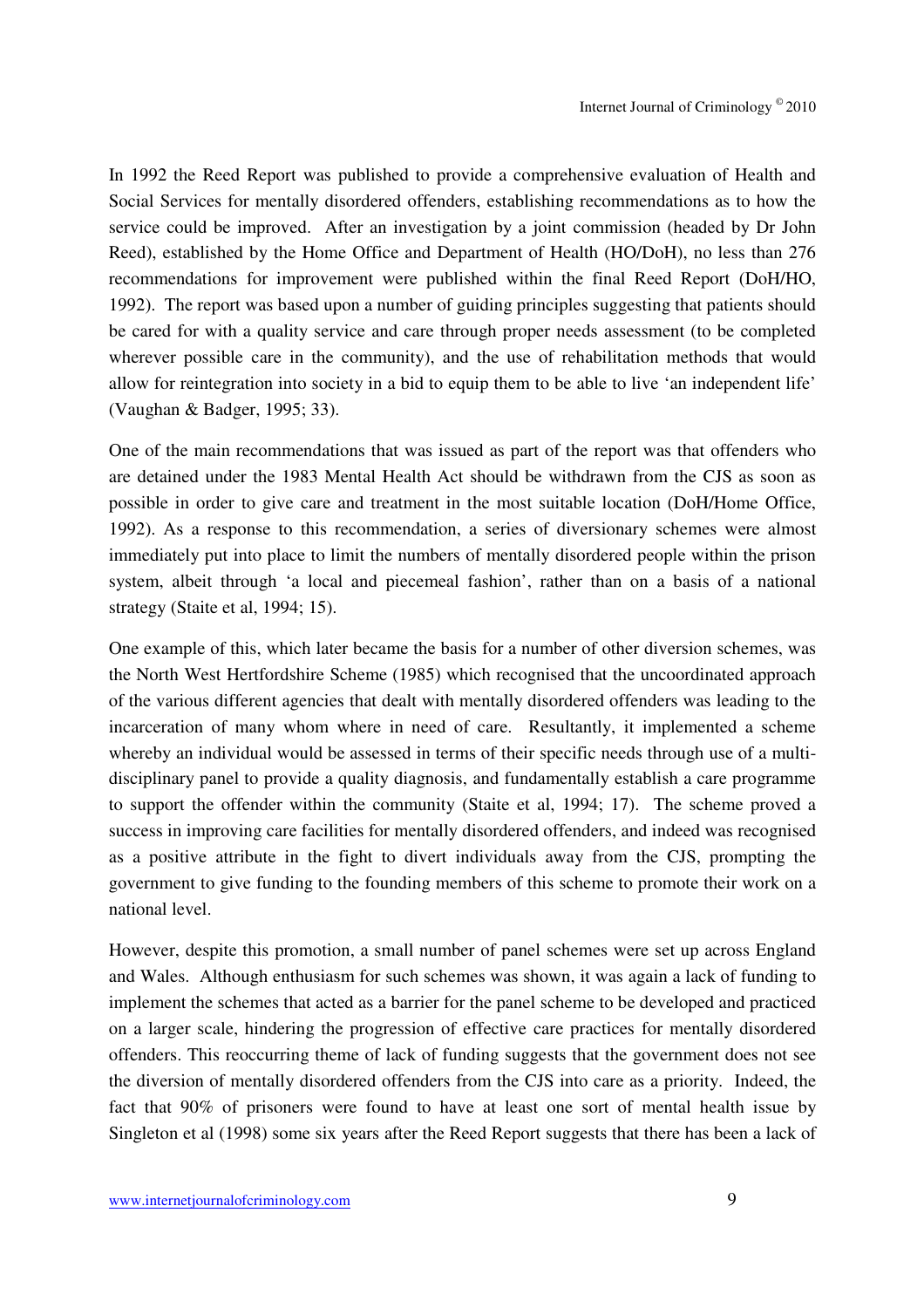In 1992 the Reed Report was published to provide a comprehensive evaluation of Health and Social Services for mentally disordered offenders, establishing recommendations as to how the service could be improved. After an investigation by a joint commission (headed by Dr John Reed), established by the Home Office and Department of Health (HO/DoH), no less than 276 recommendations for improvement were published within the final Reed Report (DoH/HO, 1992). The report was based upon a number of guiding principles suggesting that patients should be cared for with a quality service and care through proper needs assessment (to be completed wherever possible care in the community), and the use of rehabilitation methods that would allow for reintegration into society in a bid to equip them to be able to live 'an independent life' (Vaughan & Badger, 1995; 33).

One of the main recommendations that was issued as part of the report was that offenders who are detained under the 1983 Mental Health Act should be withdrawn from the CJS as soon as possible in order to give care and treatment in the most suitable location (DoH/Home Office, 1992). As a response to this recommendation, a series of diversionary schemes were almost immediately put into place to limit the numbers of mentally disordered people within the prison system, albeit through 'a local and piecemeal fashion', rather than on a basis of a national strategy (Staite et al, 1994; 15).

One example of this, which later became the basis for a number of other diversion schemes, was the North West Hertfordshire Scheme (1985) which recognised that the uncoordinated approach of the various different agencies that dealt with mentally disordered offenders was leading to the incarceration of many whom where in need of care. Resultantly, it implemented a scheme whereby an individual would be assessed in terms of their specific needs through use of a multi-disciplinary panel to provide a quality diagnosis, and fundamentally establish a care programme to support the offender within the community (Staite et al, 1994; 17). The scheme proved a success in improving care facilities for mentally disordered offenders, and indeed was recognised as a positive attribute in the fight to divert individuals away from the CJS, prompting the government to give funding to the founding members of this scheme to promote their work on a national level.

However, despite this promotion, a small number of panel schemes were set up across England and Wales. Although enthusiasm for such schemes was shown, it was again a lack of funding to implement the schemes that acted as a barrier for the panel scheme to be developed and practiced on a larger scale, hindering the progression of effective care practices for mentally disordered offenders. This reoccurring theme of lack of funding suggests that the government does not see the diversion of mentally disordered offenders from the CJS into care as a priority. Indeed, the fact that 90% of prisoners were found to have at least one sort of mental health issue by Singleton et al (1998) some six years after the Reed Report suggests that there has been a lack of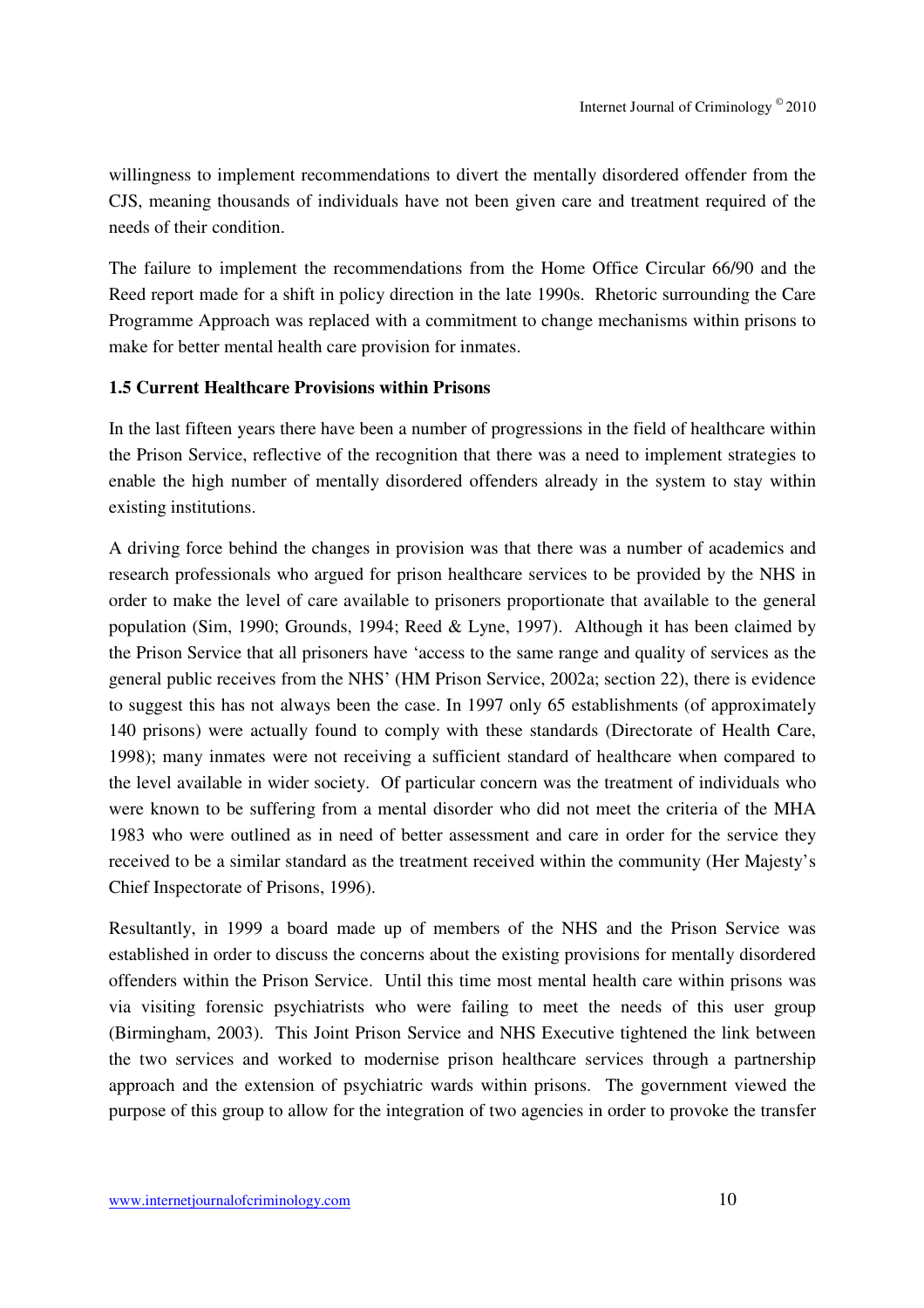willingness to implement recommendations to divert the mentally disordered offender from the CJS, meaning thousands of individuals have not been given care and treatment required of the needs of their condition.

The failure to implement the recommendations from the Home Office Circular 66/90 and the Reed report made for a shift in policy direction in the late 1990s. Rhetoric surrounding the Care Programme Approach was replaced with a commitment to change mechanisms within prisons to make for better mental health care provision for inmates.

### 1.5 Current Healthcare Provisions within Prisons

In the last fifteen years there have been a number of progressions in the field of healthcare within the Prison Service, reflective of the recognition that there was a need to implement strategies to enable the high number of mentally disordered offenders already in the system to stay within existing institutions.

A driving force behind the changes in provision was that there was a number of academics and research professionals who argued for prison healthcare services to be provided by the NHS in order to make the level of care available to prisoners proportionate that available to the general population (Sim, 1990; Grounds, 1994; Reed & Lyne, 1997). Although it has been claimed by the Prison Service that all prisoners have 'access to the same range and quality of services as the general public receives from the NHS' (HM Prison Service, 2002a; section 22), there is evidence to suggest this has not always been the case. In 1997 only 65 establishments (of approximately 140 prisons) were actually found to comply with these standards (Directorate of Health Care, 1998); many inmates were not receiving a sufficient standard of healthcare when compared to the level available in wider society. Of particular concern was the treatment of individuals who were known to be suffering from a mental disorder who did not meet the criteria of the MHA 1983 who were outlined as in need of better assessment and care in order for the service they received to be a similar standard as the treatment received within the community (Her Majesty's Chief Inspectorate of Prisons, 1996).

Resultantly, in 1999 a board made up of members of the NHS and the Prison Service was established in order to discuss the concerns about the existing provisions for mentally disordered offenders within the Prison Service. Until this time most mental health care within prisons was via visiting forensic psychiatrists who were failing to meet the needs of this user group (Birmingham, 2003). This Joint Prison Service and NHS Executive tightened the link between the two services and worked to modernise prison healthcare services through a partnership approach and the extension of psychiatric wards within prisons. The government viewed the purpose of this group to allow for the integration of two agencies in order to provoke the transfer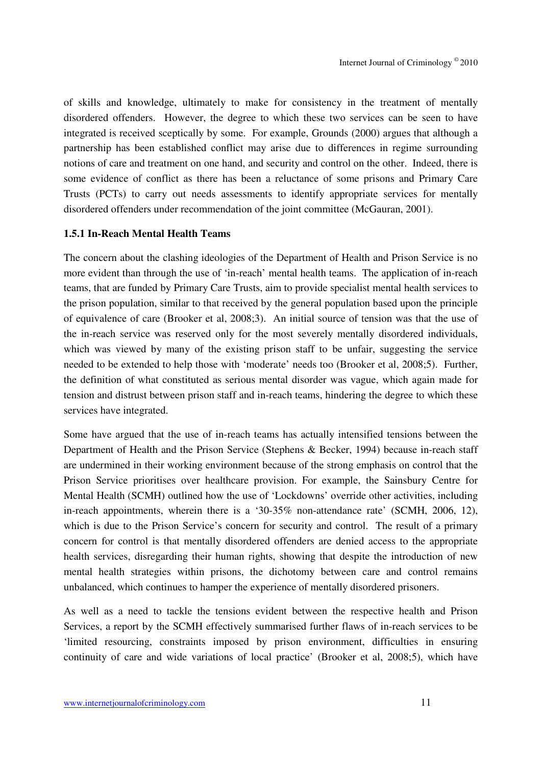of skills and knowledge, ultimately to make for consistency in the treatment of mentally disordered offenders. However, the degree to which these two services can be seen to have integrated is received sceptically by some. For example, Grounds (2000) argues that although a partnership has been established conflict may arise due to differences in regime surrounding notions of care and treatment on one hand, and security and control on the other. Indeed, there is some evidence of conflict as there has been a reluctance of some prisons and Primary Care Trusts (PCTs) to carry out needs assessments to identify appropriate services for mentally disordered offenders under recommendation of the joint committee (McGauran, 2001).

### 1.5.1 In-Reach Mental Health Teams

The concern about the clashing ideologies of the Department of Health and Prison Service is no more evident than through the use of 'in-reach' mental health teams. The application of in-reach teams, that are funded by Primary Care Trusts, aim to provide specialist mental health services to the prison population, similar to that received by the general population based upon the principle of equivalence of care (Brooker et al, 2008;3). An initial source of tension was that the use of the in-reach service was reserved only for the most severely mentally disordered individuals, which was viewed by many of the existing prison staff to be unfair, suggesting the service needed to be extended to help those with 'moderate' needs too (Brooker et al, 2008;5). Further, the definition of what constituted as serious mental disorder was vague, which again made for tension and distrust between prison staff and in-reach teams, hindering the degree to which these services have integrated.

Some have argued that the use of in-reach teams has actually intensified tensions between the Department of Health and the Prison Service (Stephens & Becker, 1994) because in-reach staff are undermined in their working environment because of the strong emphasis on control that the Prison Service prioritises over healthcare provision. For example, the Sainsbury Centre for Mental Health (SCMH) outlined how the use of 'Lockdowns' override other activities, including in-reach appointments, wherein there is a '30-35% non-attendance rate' (SCMH, 2006, 12), which is due to the Prison Service's concern for security and control. The result of a primary concern for control is that mentally disordered offenders are denied access to the appropriate health services, disregarding their human rights, showing that despite the introduction of new mental health strategies within prisons, the dichotomy between care and control remains unbalanced, which continues to hamper the experience of mentally disordered prisoners.

As well as a need to tackle the tensions evident between the respective health and Prison Services, a report by the SCMH effectively summarised further flaws of in-reach services to be 'limited resourcing, constraints imposed by prison environment, difficulties in ensuring continuity of care and wide variations of local practice' (Brooker et al, 2008;5), which have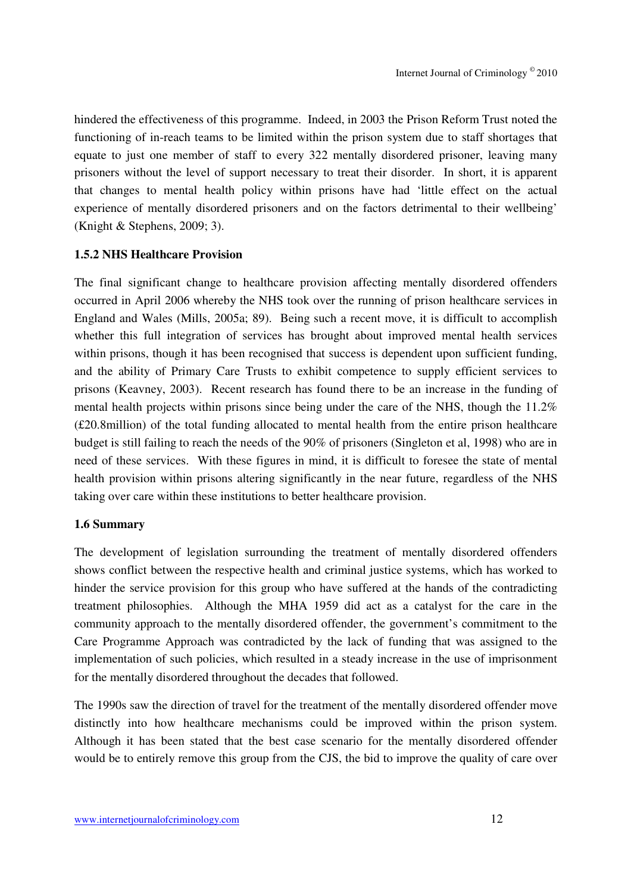hindered the effectiveness of this programme. Indeed, in 2003 the Prison Reform Trust noted the functioning of in-reach teams to be limited within the prison system due to staff shortages that equate to just one member of staff to every 322 mentally disordered prisoner, leaving many prisoners without the level of support necessary to treat their disorder. In short, it is apparent that changes to mental health policy within prisons have had 'little effect on the actual experience of mentally disordered prisoners and on the factors detrimental to their wellbeing' (Knight & Stephens, 2009; 3).

### 1.5.2 NHS Healthcare Provision

The final significant change to healthcare provision affecting mentally disordered offenders occurred in April 2006 whereby the NHS took over the running of prison healthcare services in England and Wales (Mills, 2005a; 89). Being such a recent move, it is difficult to accomplish whether this full integration of services has brought about improved mental health services within prisons, though it has been recognised that success is dependent upon sufficient funding, and the ability of Primary Care Trusts to exhibit competence to supply efficient services to prisons (Keavney, 2003). Recent research has found there to be an increase in the funding of mental health projects within prisons since being under the care of the NHS, though the 11.2% (£20.8million) of the total funding allocated to mental health from the entire prison healthcare budget is still failing to reach the needs of the 90% of prisoners (Singleton et al, 1998) who are in need of these services. With these figures in mind, it is difficult to foresee the state of mental health provision within prisons altering significantly in the near future, regardless of the NHS taking over care within these institutions to better healthcare provision.

### 1.6 Summary

The development of legislation surrounding the treatment of mentally disordered offenders shows conflict between the respective health and criminal justice systems, which has worked to hinder the service provision for this group who have suffered at the hands of the contradicting treatment philosophies. Although the MHA 1959 did act as a catalyst for the care in the community approach to the mentally disordered offender, the government's commitment to the Care Programme Approach was contradicted by the lack of funding that was assigned to the implementation of such policies, which resulted in a steady increase in the use of imprisonment for the mentally disordered throughout the decades that followed.

The 1990s saw the direction of travel for the treatment of the mentally disordered offender move distinctly into how healthcare mechanisms could be improved within the prison system. Although it has been stated that the best case scenario for the mentally disordered offender would be to entirely remove this group from the CJS, the bid to improve the quality of care over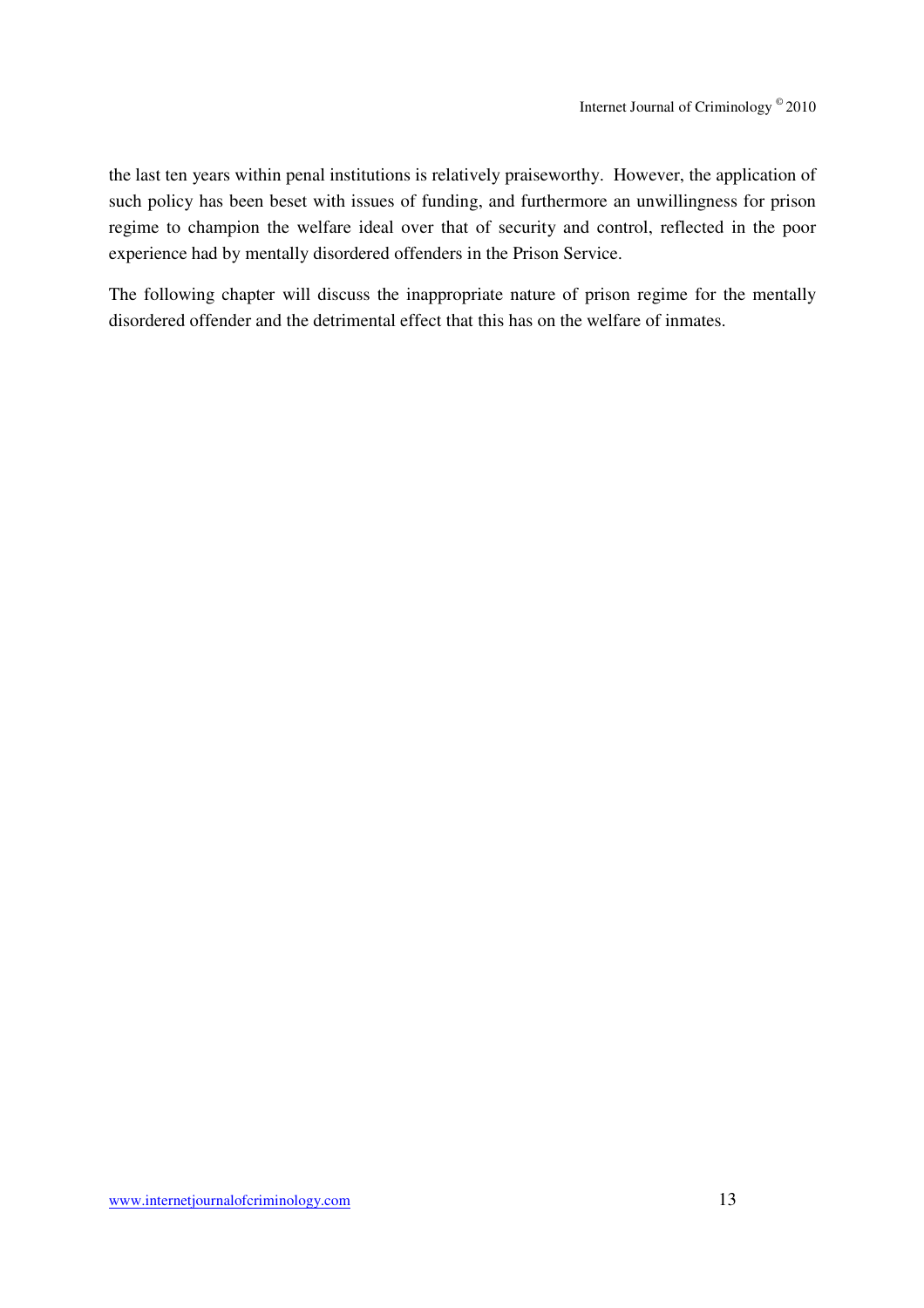the last ten years within penal institutions is relatively praiseworthy. However, the application of such policy has been beset with issues of funding, and furthermore an unwillingness for prison regime to champion the welfare ideal over that of security and control, reflected in the poor experience had by mentally disordered offenders in the Prison Service.

The following chapter will discuss the inappropriate nature of prison regime for the mentally disordered offender and the detrimental effect that this has on the welfare of inmates.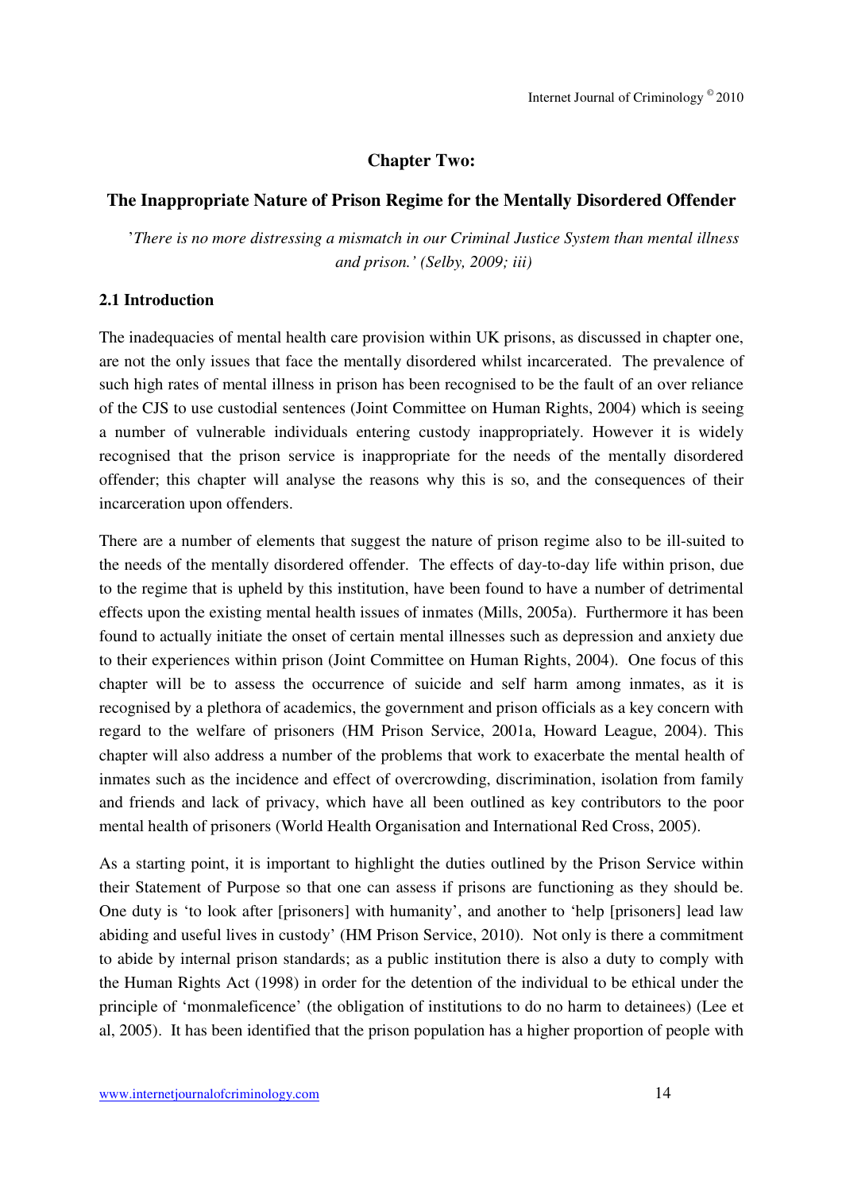## Chapter Two:

## The Inappropriate Nature of Prison Regime for the Mentally Disordered Offender

'*There is no more distressing a mismatch in our Criminal Justice System than mental illness and prison.' (Selby, 2009; iii)*

### 2.1 Introduction

The inadequacies of mental health care provision within UK prisons, as discussed in chapter one, are not the only issues that face the mentally disordered whilst incarcerated. The prevalence of such high rates of mental illness in prison has been recognised to be the fault of an over reliance of the CJS to use custodial sentences (Joint Committee on Human Rights, 2004) which is seeing a number of vulnerable individuals entering custody inappropriately. However it is widely recognised that the prison service is inappropriate for the needs of the mentally disordered offender; this chapter will analyse the reasons why this is so, and the consequences of their incarceration upon offenders.

There are a number of elements that suggest the nature of prison regime also to be ill-suited to the needs of the mentally disordered offender. The effects of day-to-day life within prison, due to the regime that is upheld by this institution, have been found to have a number of detrimental effects upon the existing mental health issues of inmates (Mills, 2005a). Furthermore it has been found to actually initiate the onset of certain mental illnesses such as depression and anxiety due to their experiences within prison (Joint Committee on Human Rights, 2004). One focus of this chapter will be to assess the occurrence of suicide and self harm among inmates, as it is recognised by a plethora of academics, the government and prison officials as a key concern with regard to the welfare of prisoners (HM Prison Service, 2001a, Howard League, 2004). This chapter will also address a number of the problems that work to exacerbate the mental health of inmates such as the incidence and effect of overcrowding, discrimination, isolation from family and friends and lack of privacy, which have all been outlined as key contributors to the poor mental health of prisoners (World Health Organisation and International Red Cross, 2005).

As a starting point, it is important to highlight the duties outlined by the Prison Service within their Statement of Purpose so that one can assess if prisons are functioning as they should be. One duty is 'to look after [prisoners] with humanity', and another to 'help [prisoners] lead law abiding and useful lives in custody' (HM Prison Service, 2010). Not only is there a commitment to abide by internal prison standards; as a public institution there is also a duty to comply with the Human Rights Act (1998) in order for the detention of the individual to be ethical under the principle of 'monmaleficence' (the obligation of institutions to do no harm to detainees) (Lee et al, 2005). It has been identified that the prison population has a higher proportion of people with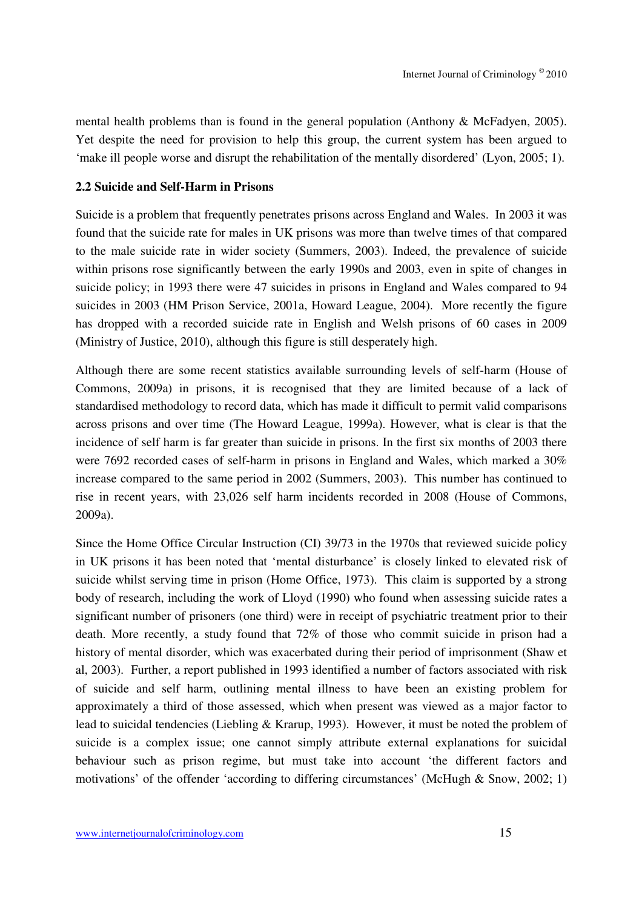mental health problems than is found in the general population (Anthony & McFadyen, 2005). Yet despite the need for provision to help this group, the current system has been argued to 'make ill people worse and disrupt the rehabilitation of the mentally disordered' (Lyon, 2005; 1).

### 2.2 Suicide and Self-Harm in Prisons

Suicide is a problem that frequently penetrates prisons across England and Wales. In 2003 it was found that the suicide rate for males in UK prisons was more than twelve times of that compared to the male suicide rate in wider society (Summers, 2003). Indeed, the prevalence of suicide within prisons rose significantly between the early 1990s and 2003, even in spite of changes in suicide policy; in 1993 there were 47 suicides in prisons in England and Wales compared to 94 suicides in 2003 (HM Prison Service, 2001a, Howard League, 2004). More recently the figure has dropped with a recorded suicide rate in English and Welsh prisons of 60 cases in 2009 (Ministry of Justice, 2010), although this figure is still desperately high.

Although there are some recent statistics available surrounding levels of self-harm (House of Commons, 2009a) in prisons, it is recognised that they are limited because of a lack of standardised methodology to record data, which has made it difficult to permit valid comparisons across prisons and over time (The Howard League, 1999a). However, what is clear is that the incidence of self harm is far greater than suicide in prisons. In the first six months of 2003 there were 7692 recorded cases of self-harm in prisons in England and Wales, which marked a 30% increase compared to the same period in 2002 (Summers, 2003). This number has continued to rise in recent years, with 23,026 self harm incidents recorded in 2008 (House of Commons, 2009a).

Since the Home Office Circular Instruction (CI) 39/73 in the 1970s that reviewed suicide policy in UK prisons it has been noted that 'mental disturbance' is closely linked to elevated risk of suicide whilst serving time in prison (Home Office, 1973). This claim is supported by a strong body of research, including the work of Lloyd (1990) who found when assessing suicide rates a significant number of prisoners (one third) were in receipt of psychiatric treatment prior to their death. More recently, a study found that 72% of those who commit suicide in prison had a history of mental disorder, which was exacerbated during their period of imprisonment (Shaw et al, 2003). Further, a report published in 1993 identified a number of factors associated with risk of suicide and self harm, outlining mental illness to have been an existing problem for approximately a third of those assessed, which when present was viewed as a major factor to lead to suicidal tendencies (Liebling & Krarup, 1993). However, it must be noted the problem of suicide is a complex issue; one cannot simply attribute external explanations for suicidal behaviour such as prison regime, but must take into account 'the different factors and motivations' of the offender 'according to differing circumstances' (McHugh & Snow, 2002; 1)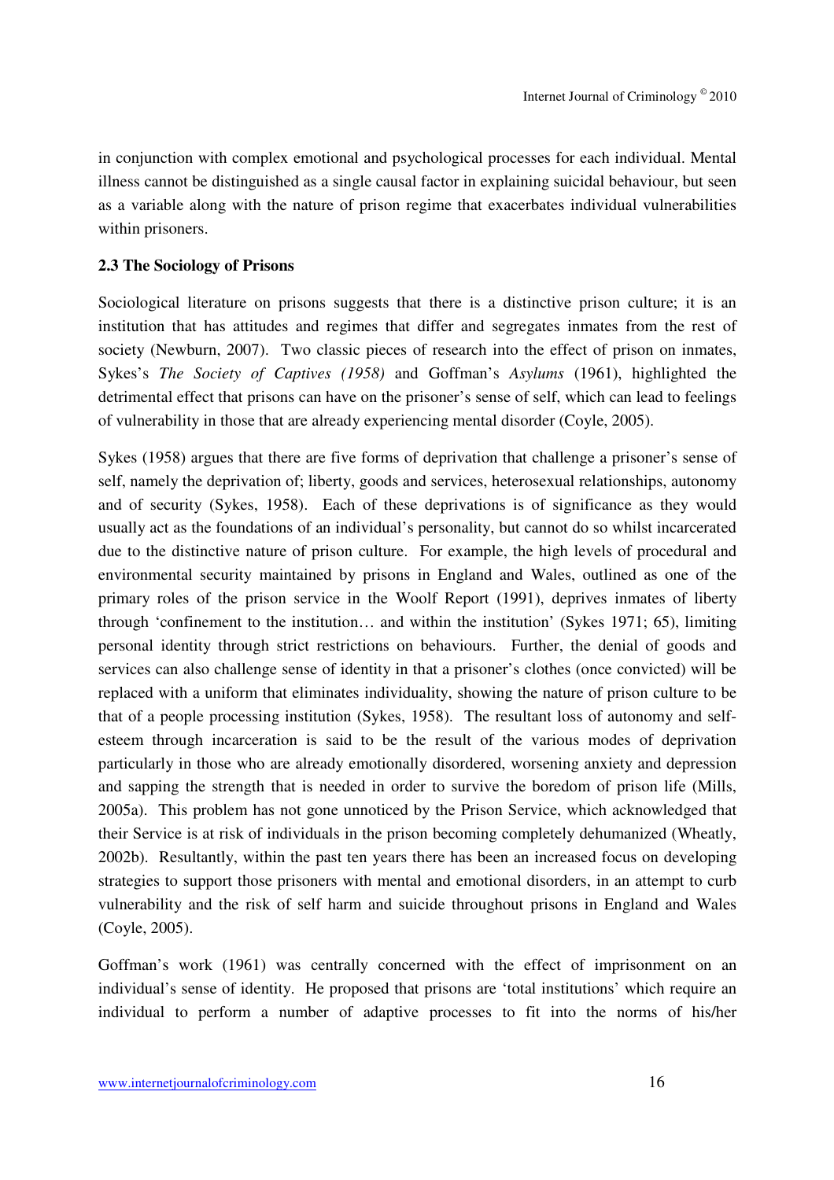in conjunction with complex emotional and psychological processes for each individual. Mental illness cannot be distinguished as a single causal factor in explaining suicidal behaviour, but seen as a variable along with the nature of prison regime that exacerbates individual vulnerabilities within prisoners.

### 2.3 The Sociology of Prisons

Sociological literature on prisons suggests that there is a distinctive prison culture; it is an institution that has attitudes and regimes that differ and segregates inmates from the rest of society (Newburn, 2007). Two classic pieces of research into the effect of prison on inmates, Sykes's *The Society of Captives (1958)* and Goffman's *Asylums* (1961), highlighted the detrimental effect that prisons can have on the prisoner's sense of self, which can lead to feelings of vulnerability in those that are already experiencing mental disorder (Coyle, 2005).

Sykes (1958) argues that there are five forms of deprivation that challenge a prisoner's sense of self, namely the deprivation of; liberty, goods and services, heterosexual relationships, autonomy and of security (Sykes, 1958). Each of these deprivations is of significance as they would usually act as the foundations of an individual's personality, but cannot do so whilst incarcerated due to the distinctive nature of prison culture. For example, the high levels of procedural and environmental security maintained by prisons in England and Wales, outlined as one of the primary roles of the prison service in the Woolf Report (1991), deprives inmates of liberty through 'confinement to the institution… and within the institution' (Sykes 1971; 65), limiting personal identity through strict restrictions on behaviours. Further, the denial of goods and services can also challenge sense of identity in that a prisoner's clothes (once convicted) will be replaced with a uniform that eliminates individuality, showing the nature of prison culture to be that of a people processing institution (Sykes, 1958). The resultant loss of autonomy and self-esteem through incarceration is said to be the result of the various modes of deprivation particularly in those who are already emotionally disordered, worsening anxiety and depression and sapping the strength that is needed in order to survive the boredom of prison life (Mills, 2005a). This problem has not gone unnoticed by the Prison Service, which acknowledged that their Service is at risk of individuals in the prison becoming completely dehumanized (Wheatly, 2002b). Resultantly, within the past ten years there has been an increased focus on developing strategies to support those prisoners with mental and emotional disorders, in an attempt to curb vulnerability and the risk of self harm and suicide throughout prisons in England and Wales (Coyle, 2005).

Goffman's work (1961) was centrally concerned with the effect of imprisonment on an individual's sense of identity. He proposed that prisons are 'total institutions' which require an individual to perform a number of adaptive processes to fit into the norms of his/her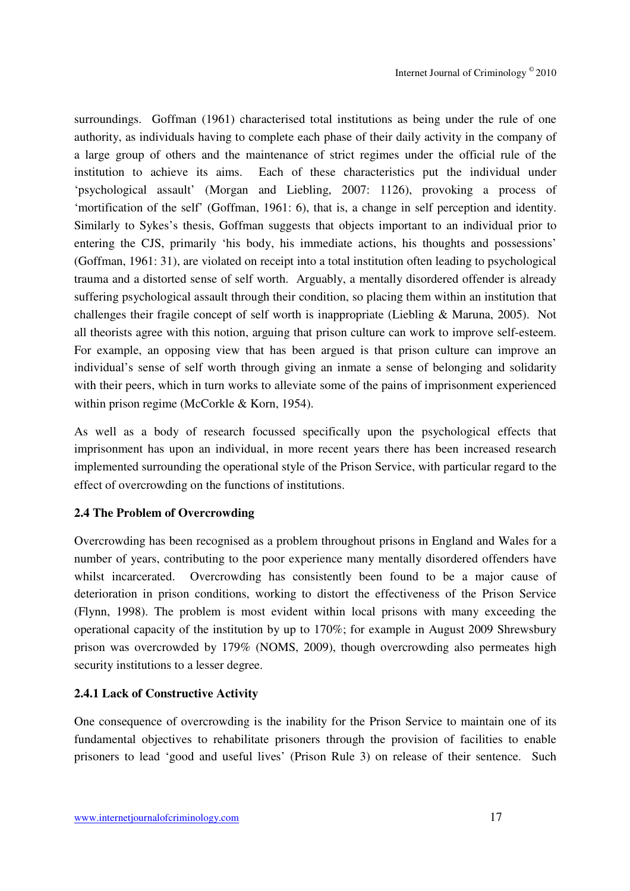surroundings. Goffman (1961) characterised total institutions as being under the rule of one authority, as individuals having to complete each phase of their daily activity in the company of a large group of others and the maintenance of strict regimes under the official rule of the institution to achieve its aims. Each of these characteristics put the individual under 'psychological assault' (Morgan and Liebling, 2007: 1126), provoking a process of 'mortification of the self' (Goffman, 1961: 6), that is, a change in self perception and identity. Similarly to Sykes's thesis, Goffman suggests that objects important to an individual prior to entering the CJS, primarily 'his body, his immediate actions, his thoughts and possessions' (Goffman, 1961: 31), are violated on receipt into a total institution often leading to psychological trauma and a distorted sense of self worth. Arguably, a mentally disordered offender is already suffering psychological assault through their condition, so placing them within an institution that challenges their fragile concept of self worth is inappropriate (Liebling & Maruna, 2005). Not all theorists agree with this notion, arguing that prison culture can work to improve self-esteem. For example, an opposing view that has been argued is that prison culture can improve an individual's sense of self worth through giving an inmate a sense of belonging and solidarity with their peers, which in turn works to alleviate some of the pains of imprisonment experienced within prison regime (McCorkle & Korn, 1954).

As well as a body of research focussed specifically upon the psychological effects that imprisonment has upon an individual, in more recent years there has been increased research implemented surrounding the operational style of the Prison Service, with particular regard to the effect of overcrowding on the functions of institutions.

### 2.4 The Problem of Overcrowding

Overcrowding has been recognised as a problem throughout prisons in England and Wales for a number of years, contributing to the poor experience many mentally disordered offenders have whilst incarcerated. Overcrowding has consistently been found to be a major cause of deterioration in prison conditions, working to distort the effectiveness of the Prison Service (Flynn, 1998). The problem is most evident within local prisons with many exceeding the operational capacity of the institution by up to 170%; for example in August 2009 Shrewsbury prison was overcrowded by 179% (NOMS, 2009), though overcrowding also permeates high security institutions to a lesser degree.

#### 2.4.1 Lack of Constructive Activity

One consequence of overcrowding is the inability for the Prison Service to maintain one of its fundamental objectives to rehabilitate prisoners through the provision of facilities to enable prisoners to lead 'good and useful lives' (Prison Rule 3) on release of their sentence. Such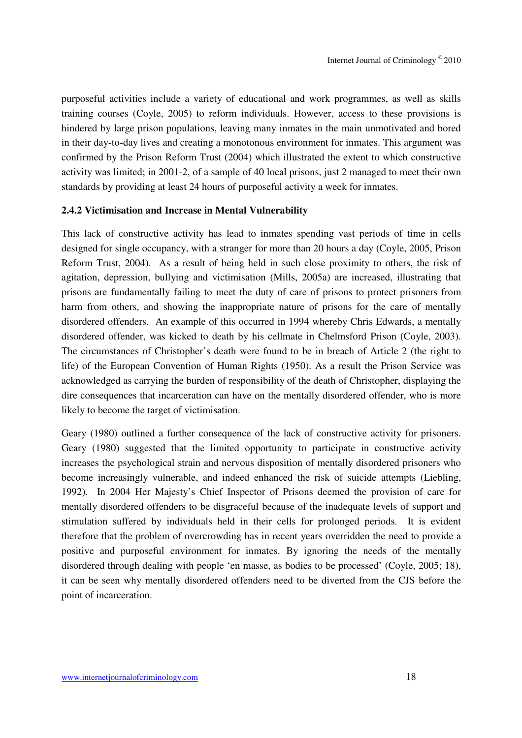purposeful activities include a variety of educational and work programmes, as well as skills training courses (Coyle, 2005) to reform individuals. However, access to these provisions is hindered by large prison populations, leaving many inmates in the main unmotivated and bored in their day-to-day lives and creating a monotonous environment for inmates. This argument was confirmed by the Prison Reform Trust (2004) which illustrated the extent to which constructive activity was limited; in 2001-2, of a sample of 40 local prisons, just 2 managed to meet their own standards by providing at least 24 hours of purposeful activity a week for inmates.

### 2.4.2 Victimisation and Increase in Mental Vulnerability

This lack of constructive activity has lead to inmates spending vast periods of time in cells designed for single occupancy, with a stranger for more than 20 hours a day (Coyle, 2005, Prison Reform Trust, 2004). As a result of being held in such close proximity to others, the risk of agitation, depression, bullying and victimisation (Mills, 2005a) are increased, illustrating that prisons are fundamentally failing to meet the duty of care of prisons to protect prisoners from harm from others, and showing the inappropriate nature of prisons for the care of mentally disordered offenders. An example of this occurred in 1994 whereby Chris Edwards, a mentally disordered offender, was kicked to death by his cellmate in Chelmsford Prison (Coyle, 2003). The circumstances of Christopher's death were found to be in breach of Article 2 (the right to life) of the European Convention of Human Rights (1950). As a result the Prison Service was acknowledged as carrying the burden of responsibility of the death of Christopher, displaying the dire consequences that incarceration can have on the mentally disordered offender, who is more likely to become the target of victimisation.

Geary (1980) outlined a further consequence of the lack of constructive activity for prisoners. Geary (1980) suggested that the limited opportunity to participate in constructive activity increases the psychological strain and nervous disposition of mentally disordered prisoners who become increasingly vulnerable, and indeed enhanced the risk of suicide attempts (Liebling, 1992). In 2004 Her Majesty's Chief Inspector of Prisons deemed the provision of care for mentally disordered offenders to be disgraceful because of the inadequate levels of support and stimulation suffered by individuals held in their cells for prolonged periods. It is evident therefore that the problem of overcrowding has in recent years overridden the need to provide a positive and purposeful environment for inmates. By ignoring the needs of the mentally disordered through dealing with people 'en masse, as bodies to be processed' (Coyle, 2005; 18), it can be seen why mentally disordered offenders need to be diverted from the CJS before the point of incarceration.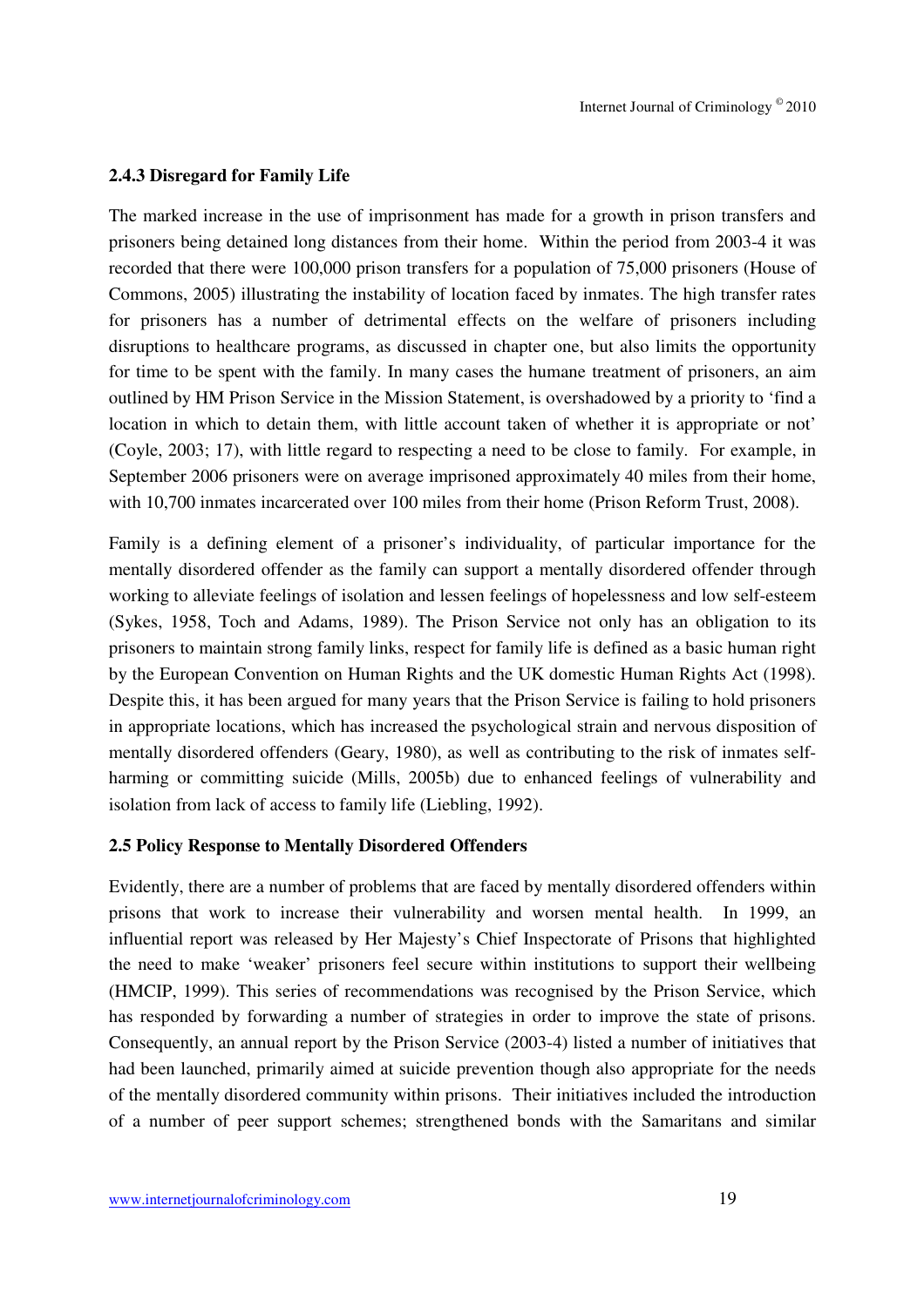### 2.4.3 Disregard for Family Life

The marked increase in the use of imprisonment has made for a growth in prison transfers and prisoners being detained long distances from their home. Within the period from 2003-4 it was recorded that there were 100,000 prison transfers for a population of 75,000 prisoners (House of Commons, 2005) illustrating the instability of location faced by inmates. The high transfer rates for prisoners has a number of detrimental effects on the welfare of prisoners including disruptions to healthcare programs, as discussed in chapter one, but also limits the opportunity for time to be spent with the family. In many cases the humane treatment of prisoners, an aim outlined by HM Prison Service in the Mission Statement, is overshadowed by a priority to 'find a location in which to detain them, with little account taken of whether it is appropriate or not' (Coyle, 2003; 17), with little regard to respecting a need to be close to family. For example, in September 2006 prisoners were on average imprisoned approximately 40 miles from their home, with 10,700 inmates incarcerated over 100 miles from their home (Prison Reform Trust, 2008).

Family is a defining element of a prisoner's individuality, of particular importance for the mentally disordered offender as the family can support a mentally disordered offender through working to alleviate feelings of isolation and lessen feelings of hopelessness and low self-esteem (Sykes, 1958, Toch and Adams, 1989). The Prison Service not only has an obligation to its prisoners to maintain strong family links, respect for family life is defined as a basic human right by the European Convention on Human Rights and the UK domestic Human Rights Act (1998). Despite this, it has been argued for many years that the Prison Service is failing to hold prisoners in appropriate locations, which has increased the psychological strain and nervous disposition of mentally disordered offenders (Geary, 1980), as well as contributing to the risk of inmates self-harming or committing suicide (Mills, 2005b) due to enhanced feelings of vulnerability and isolation from lack of access to family life (Liebling, 1992).

### 2.5 Policy Response to Mentally Disordered Offenders

Evidently, there are a number of problems that are faced by mentally disordered offenders within prisons that work to increase their vulnerability and worsen mental health. In 1999, an influential report was released by Her Majesty's Chief Inspectorate of Prisons that highlighted the need to make 'weaker' prisoners feel secure within institutions to support their wellbeing (HMCIP, 1999). This series of recommendations was recognised by the Prison Service, which has responded by forwarding a number of strategies in order to improve the state of prisons. Consequently, an annual report by the Prison Service (2003-4) listed a number of initiatives that had been launched, primarily aimed at suicide prevention though also appropriate for the needs of the mentally disordered community within prisons. Their initiatives included the introduction of a number of peer support schemes; strengthened bonds with the Samaritans and similar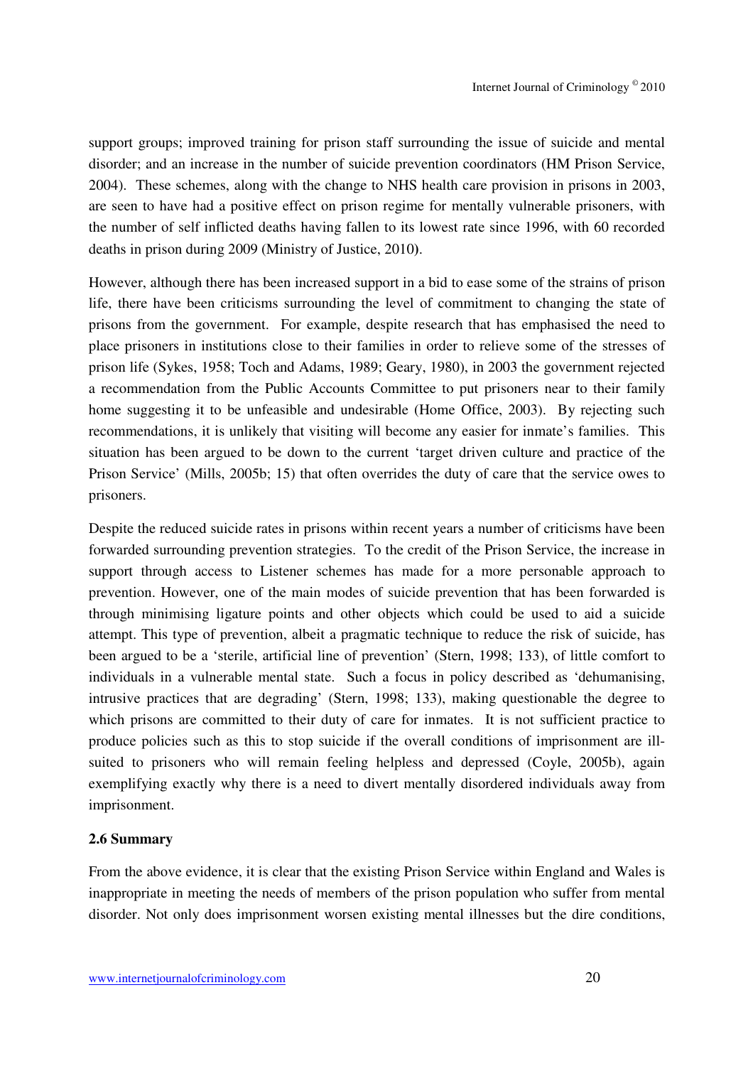support groups; improved training for prison staff surrounding the issue of suicide and mental disorder; and an increase in the number of suicide prevention coordinators (HM Prison Service, 2004). These schemes, along with the change to NHS health care provision in prisons in 2003, are seen to have had a positive effect on prison regime for mentally vulnerable prisoners, with the number of self inflicted deaths having fallen to its lowest rate since 1996, with 60 recorded deaths in prison during 2009 (Ministry of Justice, 2010).

However, although there has been increased support in a bid to ease some of the strains of prison life, there have been criticisms surrounding the level of commitment to changing the state of prisons from the government. For example, despite research that has emphasised the need to place prisoners in institutions close to their families in order to relieve some of the stresses of prison life (Sykes, 1958; Toch and Adams, 1989; Geary, 1980), in 2003 the government rejected a recommendation from the Public Accounts Committee to put prisoners near to their family home suggesting it to be unfeasible and undesirable (Home Office, 2003). By rejecting such recommendations, it is unlikely that visiting will become any easier for inmate's families. This situation has been argued to be down to the current 'target driven culture and practice of the Prison Service' (Mills, 2005b; 15) that often overrides the duty of care that the service owes to prisoners.

Despite the reduced suicide rates in prisons within recent years a number of criticisms have been forwarded surrounding prevention strategies. To the credit of the Prison Service, the increase in support through access to Listener schemes has made for a more personable approach to prevention. However, one of the main modes of suicide prevention that has been forwarded is through minimising ligature points and other objects which could be used to aid a suicide attempt. This type of prevention, albeit a pragmatic technique to reduce the risk of suicide, has been argued to be a 'sterile, artificial line of prevention' (Stern, 1998; 133), of little comfort to individuals in a vulnerable mental state. Such a focus in policy described as 'dehumanising, intrusive practices that are degrading' (Stern, 1998; 133), making questionable the degree to which prisons are committed to their duty of care for inmates. It is not sufficient practice to produce policies such as this to stop suicide if the overall conditions of imprisonment are ill-suited to prisoners who will remain feeling helpless and depressed (Coyle, 2005b), again exemplifying exactly why there is a need to divert mentally disordered individuals away from imprisonment.

### 2.6 Summary

From the above evidence, it is clear that the existing Prison Service within England and Wales is inappropriate in meeting the needs of members of the prison population who suffer from mental disorder. Not only does imprisonment worsen existing mental illnesses but the dire conditions,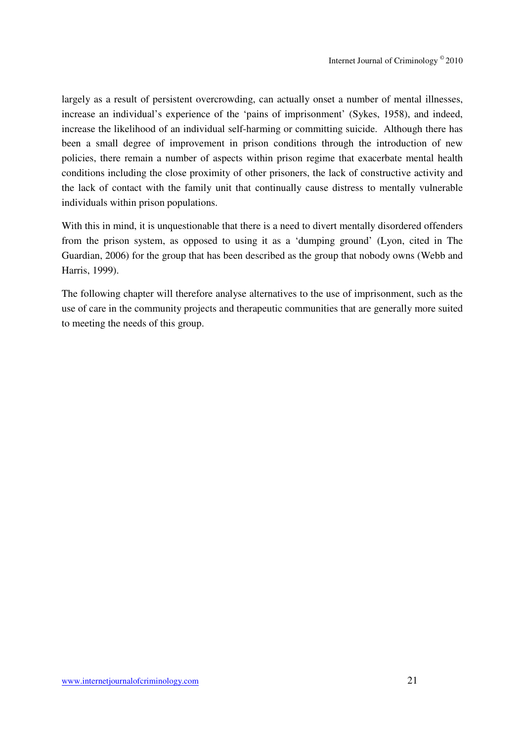largely as a result of persistent overcrowding, can actually onset a number of mental illnesses, increase an individual's experience of the 'pains of imprisonment' (Sykes, 1958), and indeed, increase the likelihood of an individual self-harming or committing suicide. Although there has been a small degree of improvement in prison conditions through the introduction of new policies, there remain a number of aspects within prison regime that exacerbate mental health conditions including the close proximity of other prisoners, the lack of constructive activity and the lack of contact with the family unit that continually cause distress to mentally vulnerable individuals within prison populations.

With this in mind, it is unquestionable that there is a need to divert mentally disordered offenders from the prison system, as opposed to using it as a 'dumping ground' (Lyon, cited in The Guardian, 2006) for the group that has been described as the group that nobody owns (Webb and Harris, 1999).

The following chapter will therefore analyse alternatives to the use of imprisonment, such as the use of care in the community projects and therapeutic communities that are generally more suited to meeting the needs of this group.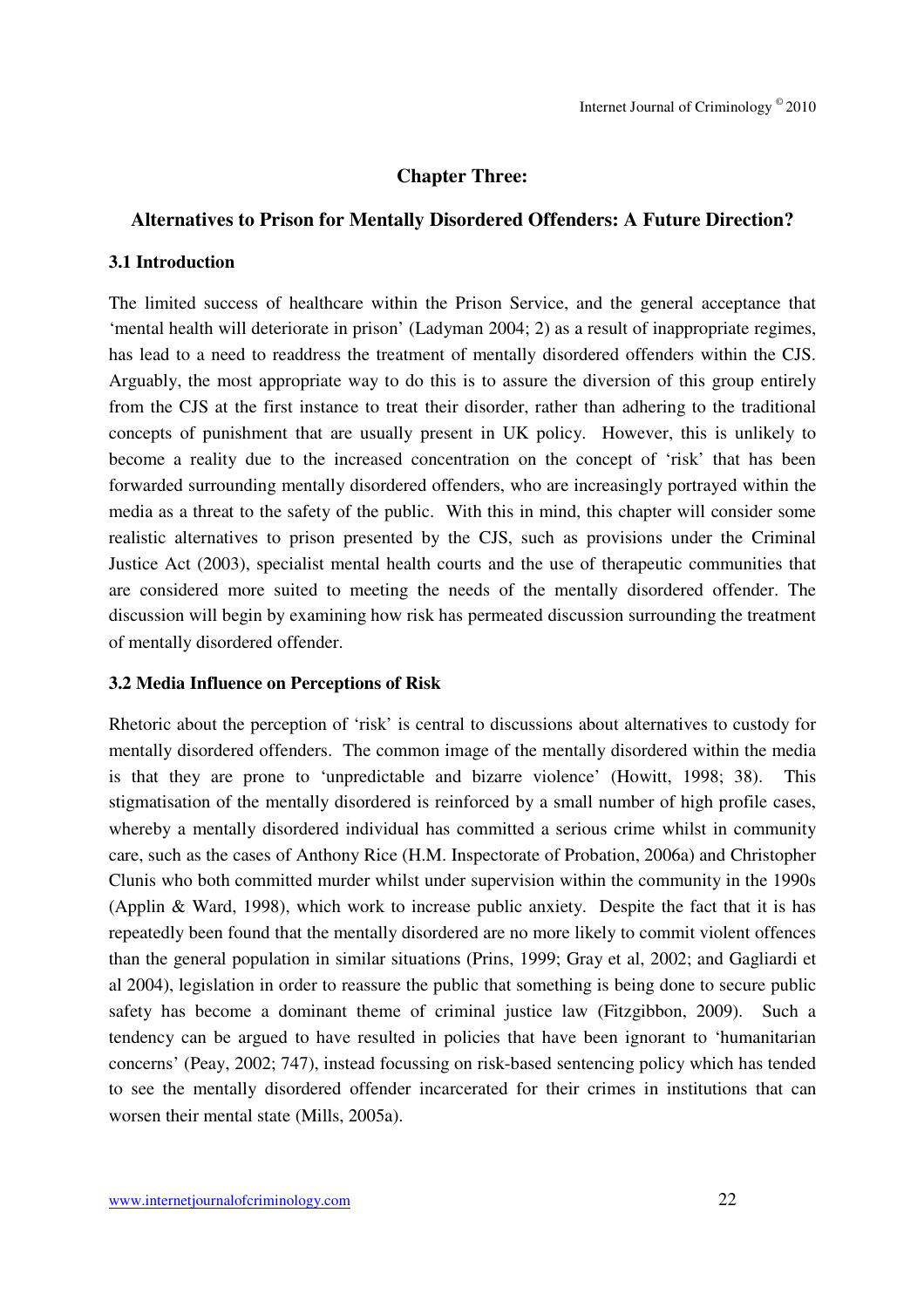## Chapter Three:

## Alternatives to Prison for Mentally Disordered Offenders: A Future Direction?

### 3.1 Introduction

The limited success of healthcare within the Prison Service, and the general acceptance that 'mental health will deteriorate in prison' (Ladyman 2004; 2) as a result of inappropriate regimes, has lead to a need to readdress the treatment of mentally disordered offenders within the CJS. Arguably, the most appropriate way to do this is to assure the diversion of this group entirely from the CJS at the first instance to treat their disorder, rather than adhering to the traditional concepts of punishment that are usually present in UK policy. However, this is unlikely to become a reality due to the increased concentration on the concept of 'risk' that has been forwarded surrounding mentally disordered offenders, who are increasingly portrayed within the media as a threat to the safety of the public. With this in mind, this chapter will consider some realistic alternatives to prison presented by the CJS, such as provisions under the Criminal Justice Act (2003), specialist mental health courts and the use of therapeutic communities that are considered more suited to meeting the needs of the mentally disordered offender. The discussion will begin by examining how risk has permeated discussion surrounding the treatment of mentally disordered offender.

### 3.2 Media Influence on Perceptions of Risk

Rhetoric about the perception of 'risk' is central to discussions about alternatives to custody for mentally disordered offenders. The common image of the mentally disordered within the media is that they are prone to 'unpredictable and bizarre violence' (Howitt, 1998; 38). This stigmatisation of the mentally disordered is reinforced by a small number of high profile cases, whereby a mentally disordered individual has committed a serious crime whilst in community care, such as the cases of Anthony Rice (H.M. Inspectorate of Probation, 2006a) and Christopher Clunis who both committed murder whilst under supervision within the community in the 1990s (Applin & Ward, 1998), which work to increase public anxiety. Despite the fact that it is has repeatedly been found that the mentally disordered are no more likely to commit violent offences than the general population in similar situations (Prins, 1999; Gray et al, 2002; and Gagliardi et al 2004), legislation in order to reassure the public that something is being done to secure public safety has become a dominant theme of criminal justice law (Fitzgibbon, 2009). Such a tendency can be argued to have resulted in policies that have been ignorant to 'humanitarian concerns' (Peay, 2002; 747), instead focussing on risk-based sentencing policy which has tended to see the mentally disordered offender incarcerated for their crimes in institutions that can worsen their mental state (Mills, 2005a).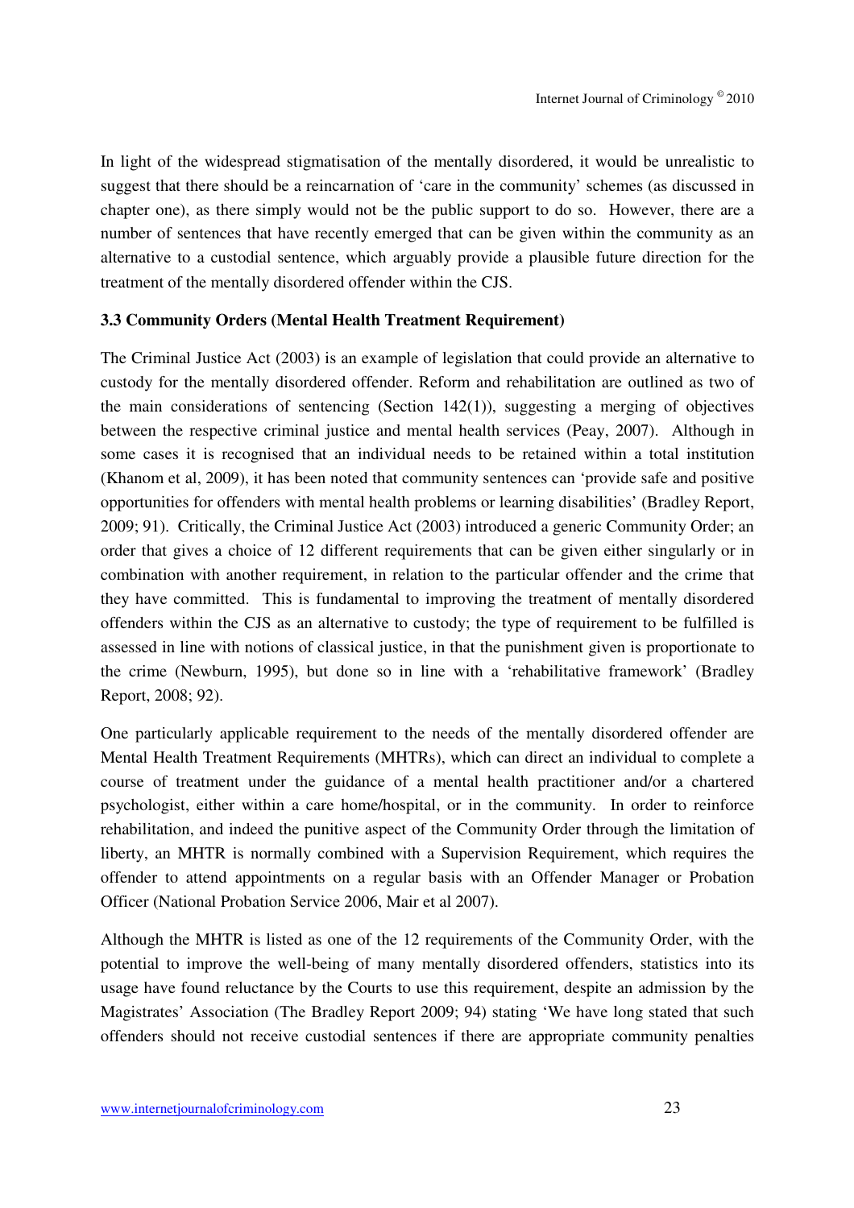In light of the widespread stigmatisation of the mentally disordered, it would be unrealistic to suggest that there should be a reincarnation of 'care in the community' schemes (as discussed in chapter one), as there simply would not be the public support to do so. However, there are a number of sentences that have recently emerged that can be given within the community as an alternative to a custodial sentence, which arguably provide a plausible future direction for the treatment of the mentally disordered offender within the CJS.

### 3.3 Community Orders (Mental Health Treatment Requirement)

The Criminal Justice Act (2003) is an example of legislation that could provide an alternative to custody for the mentally disordered offender. Reform and rehabilitation are outlined as two of the main considerations of sentencing (Section 142(1)), suggesting a merging of objectives between the respective criminal justice and mental health services (Peay, 2007). Although in some cases it is recognised that an individual needs to be retained within a total institution (Khanom et al, 2009), it has been noted that community sentences can 'provide safe and positive opportunities for offenders with mental health problems or learning disabilities' (Bradley Report, 2009; 91). Critically, the Criminal Justice Act (2003) introduced a generic Community Order; an order that gives a choice of 12 different requirements that can be given either singularly or in combination with another requirement, in relation to the particular offender and the crime that they have committed. This is fundamental to improving the treatment of mentally disordered offenders within the CJS as an alternative to custody; the type of requirement to be fulfilled is assessed in line with notions of classical justice, in that the punishment given is proportionate to the crime (Newburn, 1995), but done so in line with a 'rehabilitative framework' (Bradley Report, 2008; 92).

One particularly applicable requirement to the needs of the mentally disordered offender are Mental Health Treatment Requirements (MHTRs), which can direct an individual to complete a course of treatment under the guidance of a mental health practitioner and/or a chartered psychologist, either within a care home/hospital, or in the community. In order to reinforce rehabilitation, and indeed the punitive aspect of the Community Order through the limitation of liberty, an MHTR is normally combined with a Supervision Requirement, which requires the offender to attend appointments on a regular basis with an Offender Manager or Probation Officer (National Probation Service 2006, Mair et al 2007).

Although the MHTR is listed as one of the 12 requirements of the Community Order, with the potential to improve the well-being of many mentally disordered offenders, statistics into its usage have found reluctance by the Courts to use this requirement, despite an admission by the Magistrates' Association (The Bradley Report 2009; 94) stating 'We have long stated that such offenders should not receive custodial sentences if there are appropriate community penalties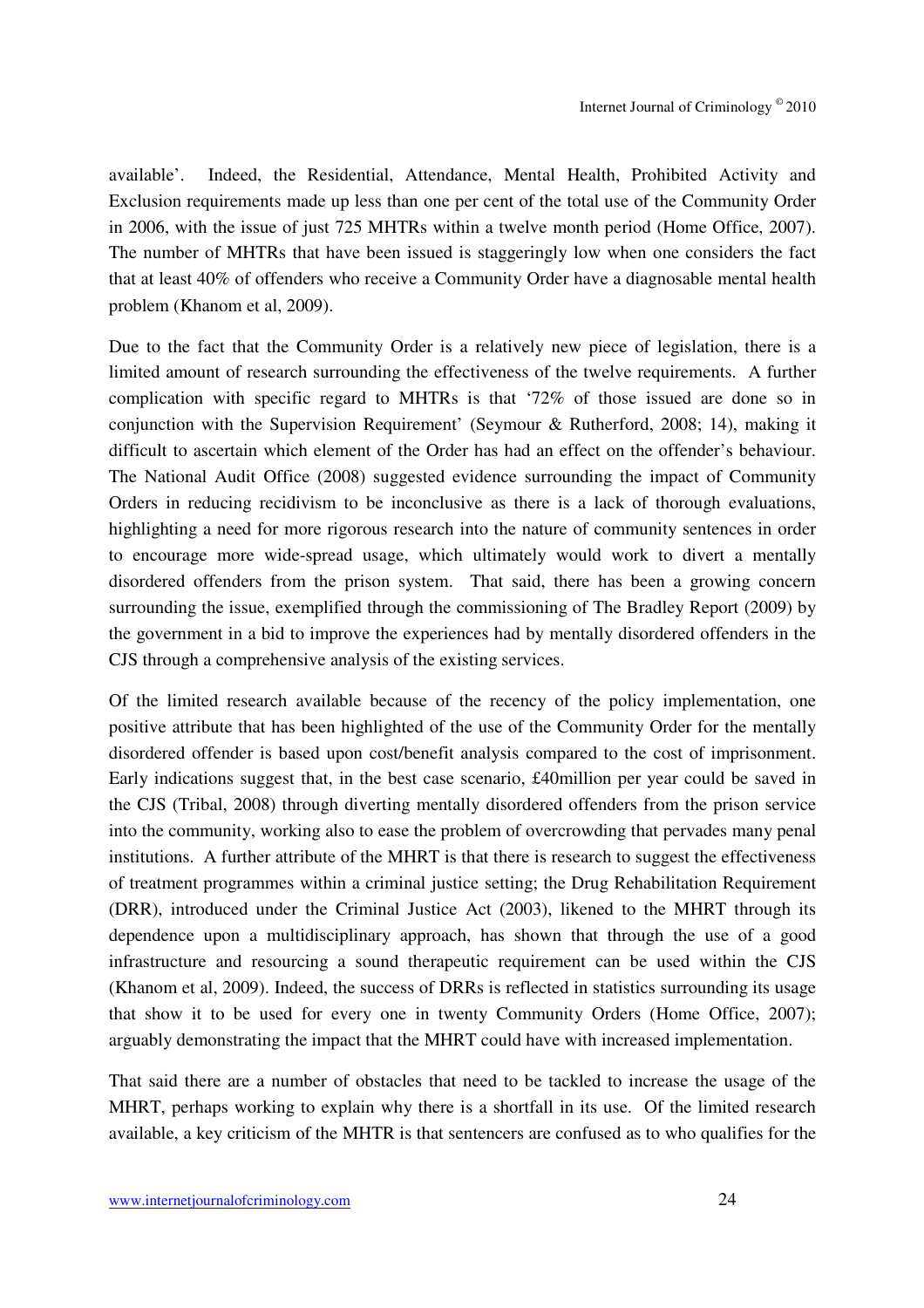available'. Indeed, the Residential, Attendance, Mental Health, Prohibited Activity and Exclusion requirements made up less than one per cent of the total use of the Community Order in 2006, with the issue of just 725 MHTRs within a twelve month period (Home Office, 2007). The number of MHTRs that have been issued is staggeringly low when one considers the fact that at least 40% of offenders who receive a Community Order have a diagnosable mental health problem (Khanom et al, 2009).

Due to the fact that the Community Order is a relatively new piece of legislation, there is a limited amount of research surrounding the effectiveness of the twelve requirements. A further complication with specific regard to MHTRs is that '72% of those issued are done so in conjunction with the Supervision Requirement' (Seymour & Rutherford, 2008; 14), making it difficult to ascertain which element of the Order has had an effect on the offender's behaviour. The National Audit Office (2008) suggested evidence surrounding the impact of Community Orders in reducing recidivism to be inconclusive as there is a lack of thorough evaluations, highlighting a need for more rigorous research into the nature of community sentences in order to encourage more wide-spread usage, which ultimately would work to divert a mentally disordered offenders from the prison system. That said, there has been a growing concern surrounding the issue, exemplified through the commissioning of The Bradley Report (2009) by the government in a bid to improve the experiences had by mentally disordered offenders in the CJS through a comprehensive analysis of the existing services.

Of the limited research available because of the recency of the policy implementation, one positive attribute that has been highlighted of the use of the Community Order for the mentally disordered offender is based upon cost/benefit analysis compared to the cost of imprisonment. Early indications suggest that, in the best case scenario, £40million per year could be saved in the CJS (Tribal, 2008) through diverting mentally disordered offenders from the prison service into the community, working also to ease the problem of overcrowding that pervades many penal institutions. A further attribute of the MHRT is that there is research to suggest the effectiveness of treatment programmes within a criminal justice setting; the Drug Rehabilitation Requirement (DRR), introduced under the Criminal Justice Act (2003), likened to the MHRT through its dependence upon a multidisciplinary approach, has shown that through the use of a good infrastructure and resourcing a sound therapeutic requirement can be used within the CJS (Khanom et al, 2009). Indeed, the success of DRRs is reflected in statistics surrounding its usage that show it to be used for every one in twenty Community Orders (Home Office, 2007); arguably demonstrating the impact that the MHRT could have with increased implementation.

That said there are a number of obstacles that need to be tackled to increase the usage of the MHRT, perhaps working to explain why there is a shortfall in its use. Of the limited research available, a key criticism of the MHTR is that sentencers are confused as to who qualifies for the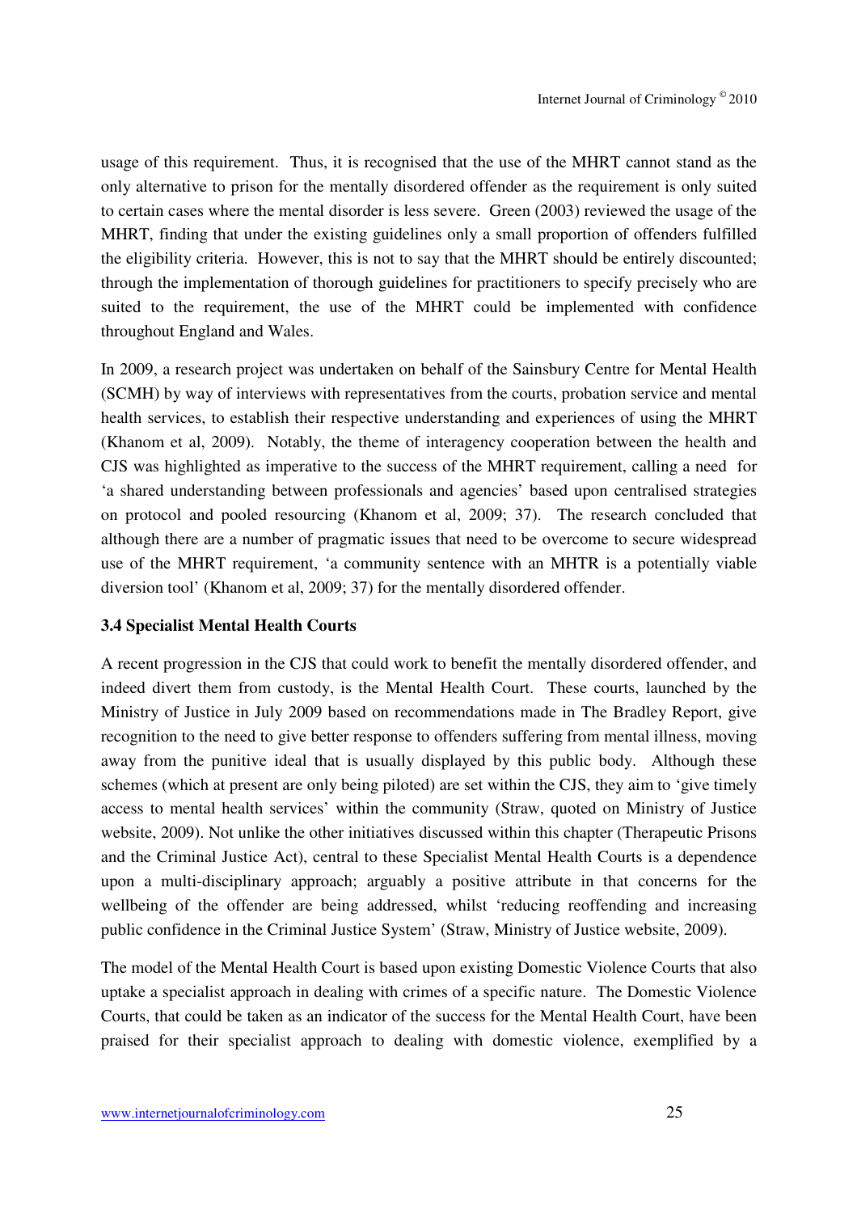usage of this requirement. Thus, it is recognised that the use of the MHRT cannot stand as the only alternative to prison for the mentally disordered offender as the requirement is only suited to certain cases where the mental disorder is less severe. Green (2003) reviewed the usage of the MHRT, finding that under the existing guidelines only a small proportion of offenders fulfilled the eligibility criteria. However, this is not to say that the MHRT should be entirely discounted; through the implementation of thorough guidelines for practitioners to specify precisely who are suited to the requirement, the use of the MHRT could be implemented with confidence throughout England and Wales.

In 2009, a research project was undertaken on behalf of the Sainsbury Centre for Mental Health (SCMH) by way of interviews with representatives from the courts, probation service and mental health services, to establish their respective understanding and experiences of using the MHRT (Khanom et al, 2009). Notably, the theme of interagency cooperation between the health and CJS was highlighted as imperative to the success of the MHRT requirement, calling a need for 'a shared understanding between professionals and agencies' based upon centralised strategies on protocol and pooled resourcing (Khanom et al, 2009; 37). The research concluded that although there are a number of pragmatic issues that need to be overcome to secure widespread use of the MHRT requirement, 'a community sentence with an MHTR is a potentially viable diversion tool' (Khanom et al, 2009; 37) for the mentally disordered offender.

### 3.4 Specialist Mental Health Courts

A recent progression in the CJS that could work to benefit the mentally disordered offender, and indeed divert them from custody, is the Mental Health Court. These courts, launched by the Ministry of Justice in July 2009 based on recommendations made in The Bradley Report, give recognition to the need to give better response to offenders suffering from mental illness, moving away from the punitive ideal that is usually displayed by this public body. Although these schemes (which at present are only being piloted) are set within the CJS, they aim to 'give timely access to mental health services' within the community (Straw, quoted on Ministry of Justice website, 2009). Not unlike the other initiatives discussed within this chapter (Therapeutic Prisons and the Criminal Justice Act), central to these Specialist Mental Health Courts is a dependence upon a multi-disciplinary approach; arguably a positive attribute in that concerns for the wellbeing of the offender are being addressed, whilst 'reducing reoffending and increasing public confidence in the Criminal Justice System' (Straw, Ministry of Justice website, 2009).

The model of the Mental Health Court is based upon existing Domestic Violence Courts that also uptake a specialist approach in dealing with crimes of a specific nature. The Domestic Violence Courts, that could be taken as an indicator of the success for the Mental Health Court, have been praised for their specialist approach to dealing with domestic violence, exemplified by a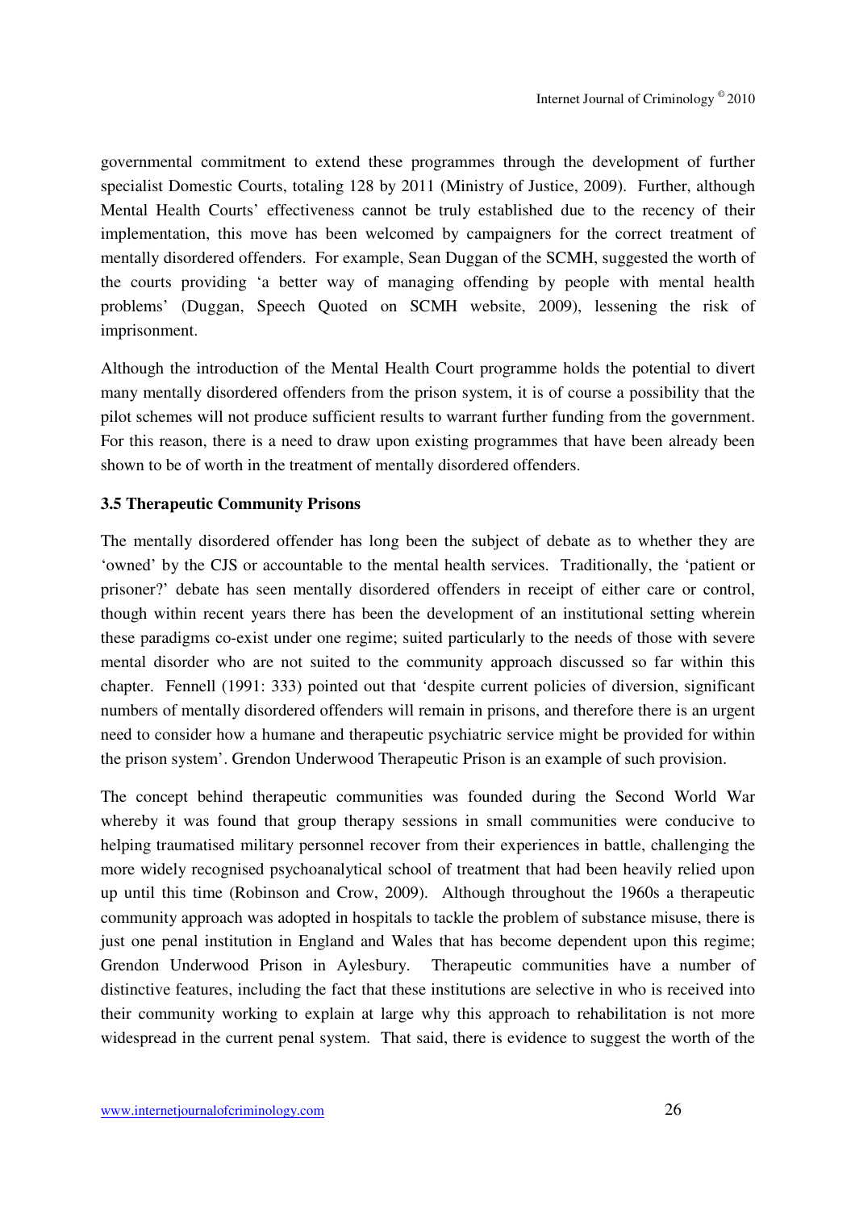governmental commitment to extend these programmes through the development of further specialist Domestic Courts, totaling 128 by 2011 (Ministry of Justice, 2009). Further, although Mental Health Courts' effectiveness cannot be truly established due to the recency of their implementation, this move has been welcomed by campaigners for the correct treatment of mentally disordered offenders. For example, Sean Duggan of the SCMH, suggested the worth of the courts providing 'a better way of managing offending by people with mental health problems' (Duggan, Speech Quoted on SCMH website, 2009), lessening the risk of imprisonment.

Although the introduction of the Mental Health Court programme holds the potential to divert many mentally disordered offenders from the prison system, it is of course a possibility that the pilot schemes will not produce sufficient results to warrant further funding from the government. For this reason, there is a need to draw upon existing programmes that have been already been shown to be of worth in the treatment of mentally disordered offenders.

**3.5 Therapeutic Community Prisons**

The mentally disordered offender has long been the subject of debate as to whether they are 'owned' by the CJS or accountable to the mental health services. Traditionally, the 'patient or prisoner?' debate has seen mentally disordered offenders in receipt of either care or control, though within recent years there has been the development of an institutional setting wherein these paradigms co-exist under one regime; suited particularly to the needs of those with severe mental disorder who are not suited to the community approach discussed so far within this chapter. Fennell (1991: 333) pointed out that 'despite current policies of diversion, significant numbers of mentally disordered offenders will remain in prisons, and therefore there is an urgent need to consider how a humane and therapeutic psychiatric service might be provided for within the prison system'. Grendon Underwood Therapeutic Prison is an example of such provision.

The concept behind therapeutic communities was founded during the Second World War whereby it was found that group therapy sessions in small communities were conducive to helping traumatised military personnel recover from their experiences in battle, challenging the more widely recognised psychoanalytical school of treatment that had been heavily relied upon up until this time (Robinson and Crow, 2009). Although throughout the 1960s a therapeutic community approach was adopted in hospitals to tackle the problem of substance misuse, there is just one penal institution in England and Wales that has become dependent upon this regime; Grendon Underwood Prison in Aylesbury. Therapeutic communities have a number of distinctive features, including the fact that these institutions are selective in who is received into their community working to explain at large why this approach to rehabilitation is not more widespread in the current penal system. That said, there is evidence to suggest the worth of the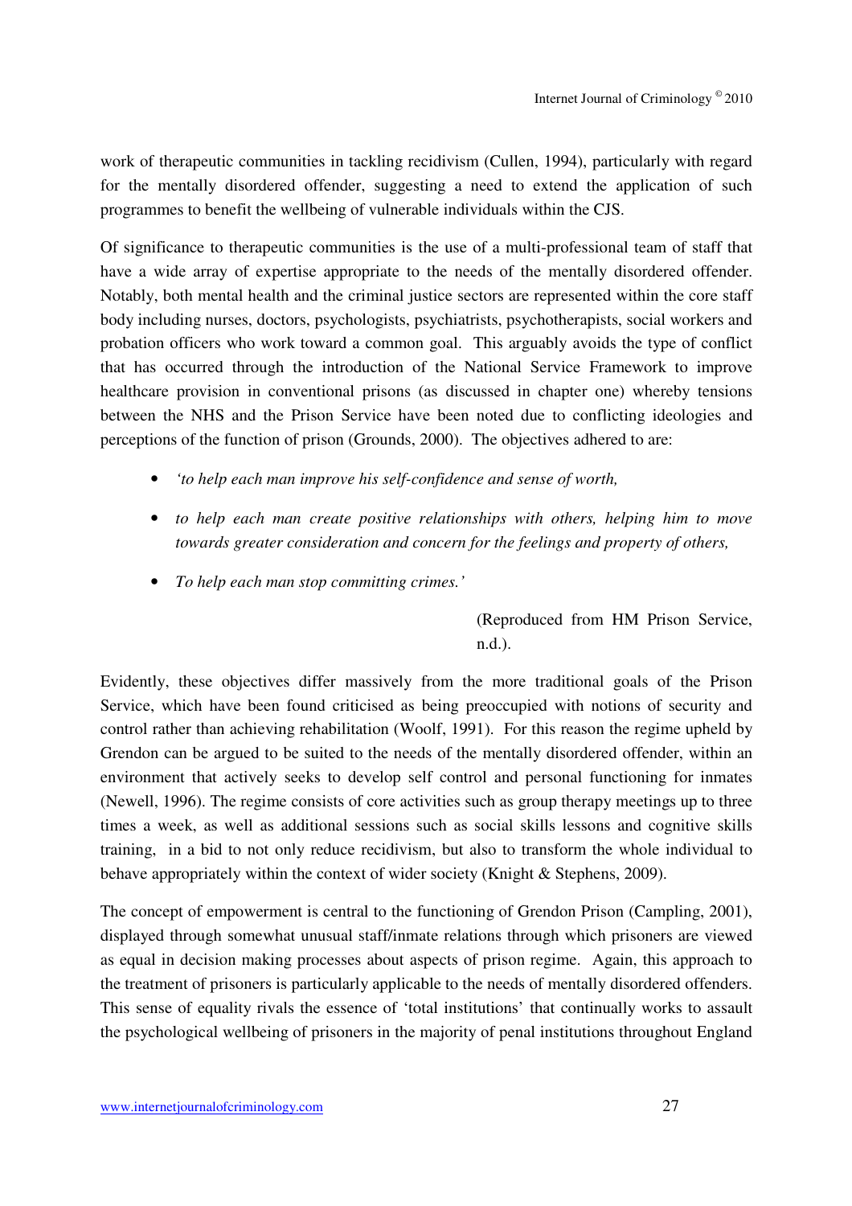work of therapeutic communities in tackling recidivism (Cullen, 1994), particularly with regard for the mentally disordered offender, suggesting a need to extend the application of such programmes to benefit the wellbeing of vulnerable individuals within the CJS.

Of significance to therapeutic communities is the use of a multi-professional team of staff that have a wide array of expertise appropriate to the needs of the mentally disordered offender. Notably, both mental health and the criminal justice sectors are represented within the core staff body including nurses, doctors, psychologists, psychiatrists, psychotherapists, social workers and probation officers who work toward a common goal. This arguably avoids the type of conflict that has occurred through the introduction of the National Service Framework to improve healthcare provision in conventional prisons (as discussed in chapter one) whereby tensions between the NHS and the Prison Service have been noted due to conflicting ideologies and perceptions of the function of prison (Grounds, 2000). The objectives adhered to are:

- *'to help each man improve his self-confidence and sense of worth,*
- *to help each man create positive relationships with others, helping him to move towards greater consideration and concern for the feelings and property of others,*
- *To help each man stop committing crimes.'*

(Reproduced from HM Prison Service, n.d.).

Evidently, these objectives differ massively from the more traditional goals of the Prison Service, which have been found criticised as being preoccupied with notions of security and control rather than achieving rehabilitation (Woolf, 1991). For this reason the regime upheld by Grendon can be argued to be suited to the needs of the mentally disordered offender, within an environment that actively seeks to develop self control and personal functioning for inmates (Newell, 1996). The regime consists of core activities such as group therapy meetings up to three times a week, as well as additional sessions such as social skills lessons and cognitive skills training, in a bid to not only reduce recidivism, but also to transform the whole individual to behave appropriately within the context of wider society (Knight & Stephens, 2009).

The concept of empowerment is central to the functioning of Grendon Prison (Campling, 2001), displayed through somewhat unusual staff/inmate relations through which prisoners are viewed as equal in decision making processes about aspects of prison regime. Again, this approach to the treatment of prisoners is particularly applicable to the needs of mentally disordered offenders. This sense of equality rivals the essence of 'total institutions' that continually works to assault the psychological wellbeing of prisoners in the majority of penal institutions throughout England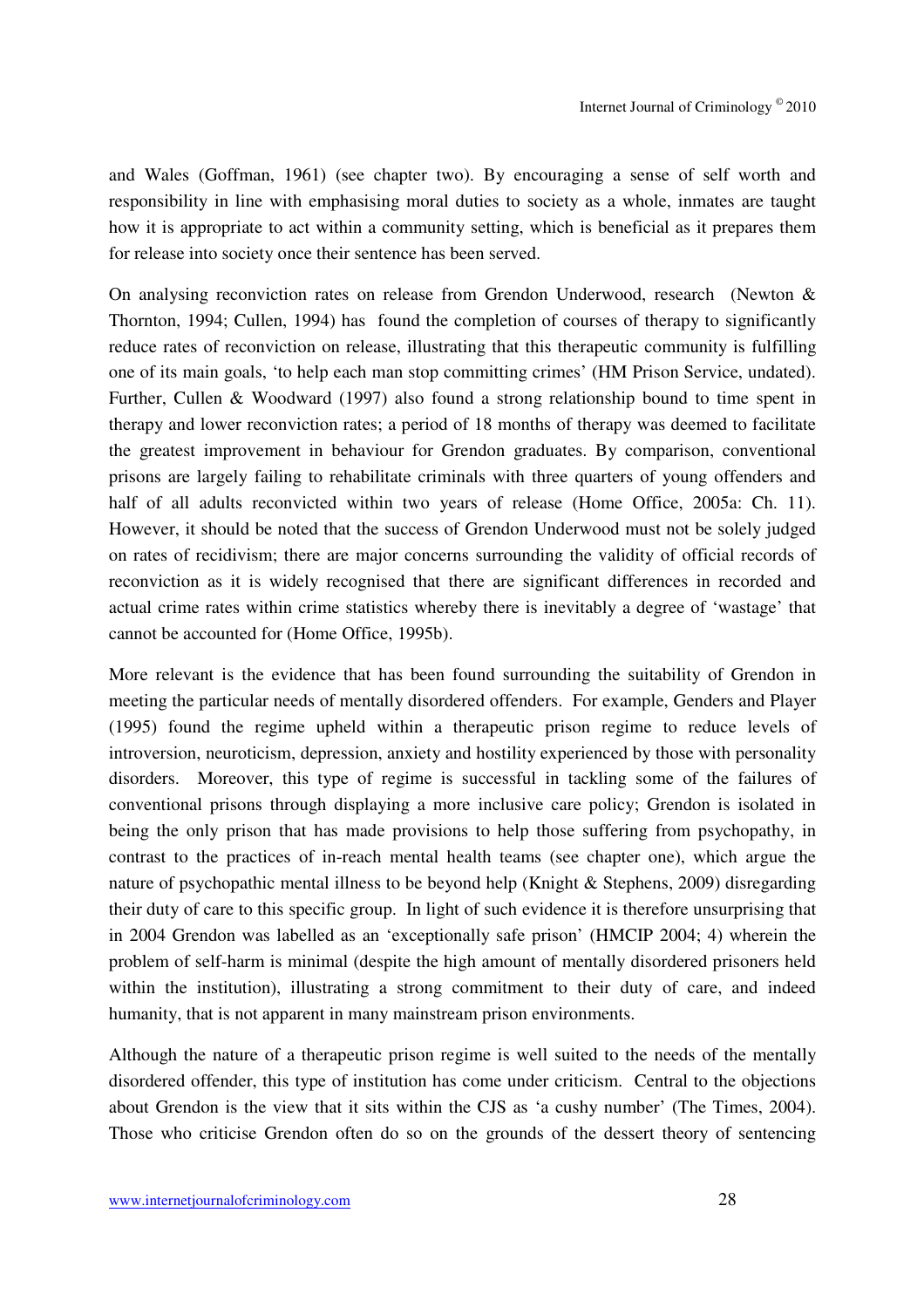and Wales (Goffman, 1961) (see chapter two). By encouraging a sense of self worth and responsibility in line with emphasising moral duties to society as a whole, inmates are taught how it is appropriate to act within a community setting, which is beneficial as it prepares them for release into society once their sentence has been served.

On analysing reconviction rates on release from Grendon Underwood, research (Newton & Thornton, 1994; Cullen, 1994) has found the completion of courses of therapy to significantly reduce rates of reconviction on release, illustrating that this therapeutic community is fulfilling one of its main goals, 'to help each man stop committing crimes' (HM Prison Service, undated). Further, Cullen & Woodward (1997) also found a strong relationship bound to time spent in therapy and lower reconviction rates; a period of 18 months of therapy was deemed to facilitate the greatest improvement in behaviour for Grendon graduates. By comparison, conventional prisons are largely failing to rehabilitate criminals with three quarters of young offenders and half of all adults reconvicted within two years of release (Home Office, 2005a: Ch. 11). However, it should be noted that the success of Grendon Underwood must not be solely judged on rates of recidivism; there are major concerns surrounding the validity of official records of reconviction as it is widely recognised that there are significant differences in recorded and actual crime rates within crime statistics whereby there is inevitably a degree of 'wastage' that cannot be accounted for (Home Office, 1995b).

More relevant is the evidence that has been found surrounding the suitability of Grendon in meeting the particular needs of mentally disordered offenders. For example, Genders and Player (1995) found the regime upheld within a therapeutic prison regime to reduce levels of introversion, neuroticism, depression, anxiety and hostility experienced by those with personality disorders. Moreover, this type of regime is successful in tackling some of the failures of conventional prisons through displaying a more inclusive care policy; Grendon is isolated in being the only prison that has made provisions to help those suffering from psychopathy, in contrast to the practices of in-reach mental health teams (see chapter one), which argue the nature of psychopathic mental illness to be beyond help (Knight & Stephens, 2009) disregarding their duty of care to this specific group. In light of such evidence it is therefore unsurprising that in 2004 Grendon was labelled as an 'exceptionally safe prison' (HMCIP 2004; 4) wherein the problem of self-harm is minimal (despite the high amount of mentally disordered prisoners held within the institution), illustrating a strong commitment to their duty of care, and indeed humanity, that is not apparent in many mainstream prison environments.

Although the nature of a therapeutic prison regime is well suited to the needs of the mentally disordered offender, this type of institution has come under criticism. Central to the objections about Grendon is the view that it sits within the CJS as 'a cushy number' (The Times, 2004). Those who criticise Grendon often do so on the grounds of the dessert theory of sentencing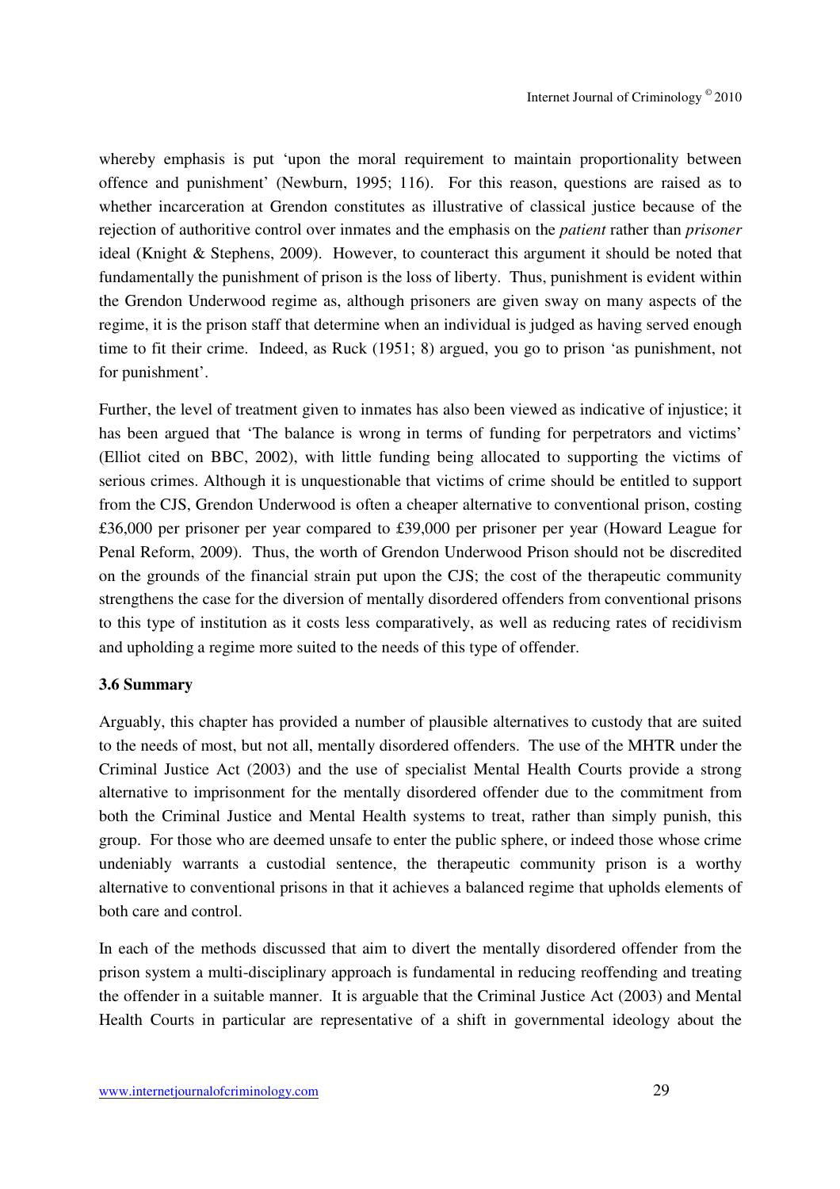whereby emphasis is put 'upon the moral requirement to maintain proportionality between offence and punishment' (Newburn, 1995; 116). For this reason, questions are raised as to whether incarceration at Grendon constitutes as illustrative of classical justice because of the rejection of authoritive control over inmates and the emphasis on the *patient* rather than *prisoner* ideal (Knight & Stephens, 2009). However, to counteract this argument it should be noted that fundamentally the punishment of prison is the loss of liberty. Thus, punishment is evident within the Grendon Underwood regime as, although prisoners are given sway on many aspects of the regime, it is the prison staff that determine when an individual is judged as having served enough time to fit their crime. Indeed, as Ruck (1951; 8) argued, you go to prison 'as punishment, not for punishment'.

Further, the level of treatment given to inmates has also been viewed as indicative of injustice; it has been argued that 'The balance is wrong in terms of funding for perpetrators and victims' (Elliot cited on BBC, 2002), with little funding being allocated to supporting the victims of serious crimes. Although it is unquestionable that victims of crime should be entitled to support from the CJS, Grendon Underwood is often a cheaper alternative to conventional prison, costing £36,000 per prisoner per year compared to £39,000 per prisoner per year (Howard League for Penal Reform, 2009). Thus, the worth of Grendon Underwood Prison should not be discredited on the grounds of the financial strain put upon the CJS; the cost of the therapeutic community strengthens the case for the diversion of mentally disordered offenders from conventional prisons to this type of institution as it costs less comparatively, as well as reducing rates of recidivism and upholding a regime more suited to the needs of this type of offender.

### 3.6 Summary

Arguably, this chapter has provided a number of plausible alternatives to custody that are suited to the needs of most, but not all, mentally disordered offenders. The use of the MHTR under the Criminal Justice Act (2003) and the use of specialist Mental Health Courts provide a strong alternative to imprisonment for the mentally disordered offender due to the commitment from both the Criminal Justice and Mental Health systems to treat, rather than simply punish, this group. For those who are deemed unsafe to enter the public sphere, or indeed those whose crime undeniably warrants a custodial sentence, the therapeutic community prison is a worthy alternative to conventional prisons in that it achieves a balanced regime that upholds elements of both care and control.

In each of the methods discussed that aim to divert the mentally disordered offender from the prison system a multi-disciplinary approach is fundamental in reducing reoffending and treating the offender in a suitable manner. It is arguable that the Criminal Justice Act (2003) and Mental Health Courts in particular are representative of a shift in governmental ideology about the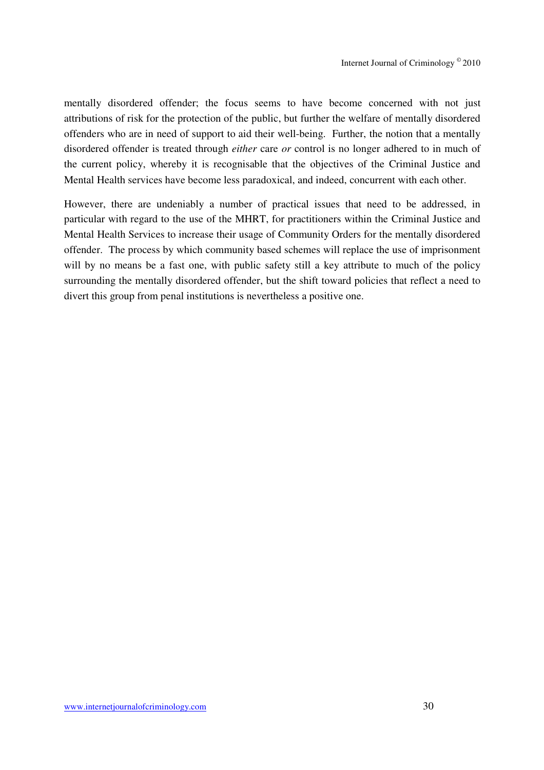mentally disordered offender; the focus seems to have become concerned with not just attributions of risk for the protection of the public, but further the welfare of mentally disordered offenders who are in need of support to aid their well-being. Further, the notion that a mentally disordered offender is treated through *either* care *or* control is no longer adhered to in much of the current policy, whereby it is recognisable that the objectives of the Criminal Justice and Mental Health services have become less paradoxical, and indeed, concurrent with each other.

However, there are undeniably a number of practical issues that need to be addressed, in particular with regard to the use of the MHRT, for practitioners within the Criminal Justice and Mental Health Services to increase their usage of Community Orders for the mentally disordered offender. The process by which community based schemes will replace the use of imprisonment will by no means be a fast one, with public safety still a key attribute to much of the policy surrounding the mentally disordered offender, but the shift toward policies that reflect a need to divert this group from penal institutions is nevertheless a positive one.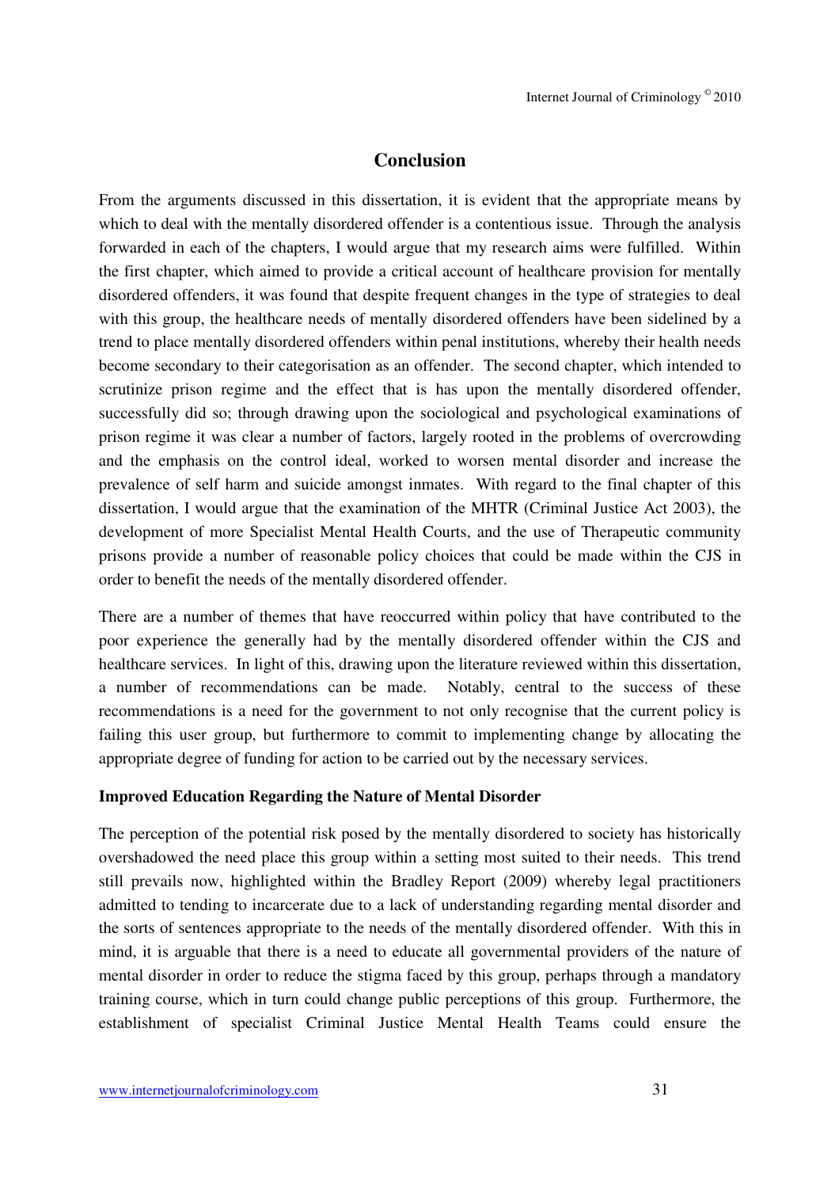# Conclusion

From the arguments discussed in this dissertation, it is evident that the appropriate means by which to deal with the mentally disordered offender is a contentious issue. Through the analysis forwarded in each of the chapters, I would argue that my research aims were fulfilled. Within the first chapter, which aimed to provide a critical account of healthcare provision for mentally disordered offenders, it was found that despite frequent changes in the type of strategies to deal with this group, the healthcare needs of mentally disordered offenders have been sidelined by a trend to place mentally disordered offenders within penal institutions, whereby their health needs become secondary to their categorisation as an offender. The second chapter, which intended to scrutinize prison regime and the effect that is has upon the mentally disordered offender, successfully did so; through drawing upon the sociological and psychological examinations of prison regime it was clear a number of factors, largely rooted in the problems of overcrowding and the emphasis on the control ideal, worked to worsen mental disorder and increase the prevalence of self harm and suicide amongst inmates. With regard to the final chapter of this dissertation, I would argue that the examination of the MHTR (Criminal Justice Act 2003), the development of more Specialist Mental Health Courts, and the use of Therapeutic community prisons provide a number of reasonable policy choices that could be made within the CJS in order to benefit the needs of the mentally disordered offender.

There are a number of themes that have reoccurred within policy that have contributed to the poor experience the generally had by the mentally disordered offender within the CJS and healthcare services. In light of this, drawing upon the literature reviewed within this dissertation, a number of recommendations can be made. Notably, central to the success of these recommendations is a need for the government to not only recognise that the current policy is failing this user group, but furthermore to commit to implementing change by allocating the appropriate degree of funding for action to be carried out by the necessary services.

**Improved Education Regarding the Nature of Mental Disorder**

The perception of the potential risk posed by the mentally disordered to society has historically overshadowed the need place this group within a setting most suited to their needs. This trend still prevails now, highlighted within the Bradley Report (2009) whereby legal practitioners admitted to tending to incarcerate due to a lack of understanding regarding mental disorder and the sorts of sentences appropriate to the needs of the mentally disordered offender. With this in mind, it is arguable that there is a need to educate all governmental providers of the nature of mental disorder in order to reduce the stigma faced by this group, perhaps through a mandatory training course, which in turn could change public perceptions of this group. Furthermore, the establishment of specialist Criminal Justice Mental Health Teams could ensure the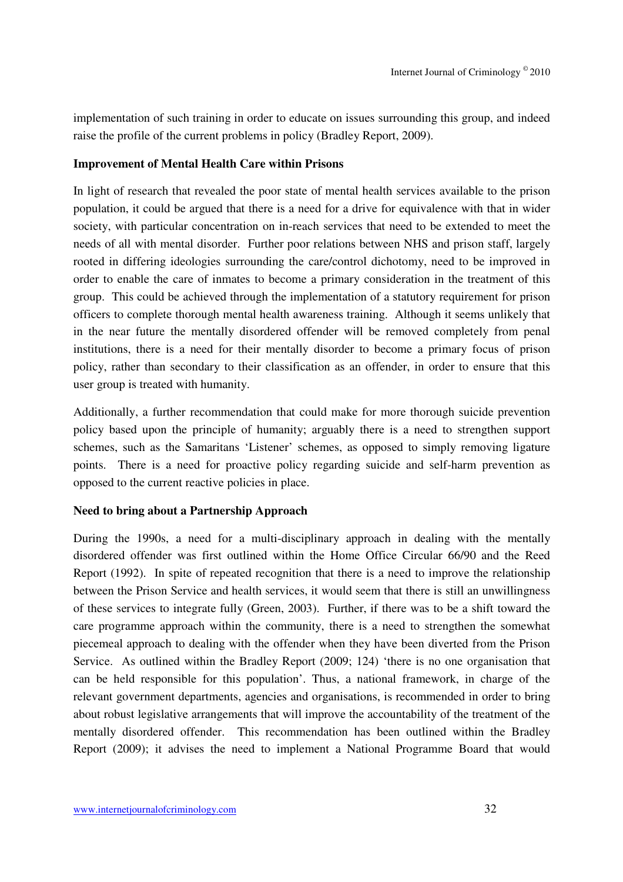implementation of such training in order to educate on issues surrounding this group, and indeed raise the profile of the current problems in policy (Bradley Report, 2009).

**Improvement of Mental Health Care within Prisons**

In light of research that revealed the poor state of mental health services available to the prison population, it could be argued that there is a need for a drive for equivalence with that in wider society, with particular concentration on in-reach services that need to be extended to meet the needs of all with mental disorder. Further poor relations between NHS and prison staff, largely rooted in differing ideologies surrounding the care/control dichotomy, need to be improved in order to enable the care of inmates to become a primary consideration in the treatment of this group. This could be achieved through the implementation of a statutory requirement for prison officers to complete thorough mental health awareness training. Although it seems unlikely that in the near future the mentally disordered offender will be removed completely from penal institutions, there is a need for their mentally disorder to become a primary focus of prison policy, rather than secondary to their classification as an offender, in order to ensure that this user group is treated with humanity.

Additionally, a further recommendation that could make for more thorough suicide prevention policy based upon the principle of humanity; arguably there is a need to strengthen support schemes, such as the Samaritans 'Listener' schemes, as opposed to simply removing ligature points. There is a need for proactive policy regarding suicide and self-harm prevention as opposed to the current reactive policies in place.

**Need to bring about a Partnership Approach**

During the 1990s, a need for a multi-disciplinary approach in dealing with the mentally disordered offender was first outlined within the Home Office Circular 66/90 and the Reed Report (1992). In spite of repeated recognition that there is a need to improve the relationship between the Prison Service and health services, it would seem that there is still an unwillingness of these services to integrate fully (Green, 2003). Further, if there was to be a shift toward the care programme approach within the community, there is a need to strengthen the somewhat piecemeal approach to dealing with the offender when they have been diverted from the Prison Service. As outlined within the Bradley Report (2009; 124) 'there is no one organisation that can be held responsible for this population'. Thus, a national framework, in charge of the relevant government departments, agencies and organisations, is recommended in order to bring about robust legislative arrangements that will improve the accountability of the treatment of the mentally disordered offender. This recommendation has been outlined within the Bradley Report (2009); it advises the need to implement a National Programme Board that would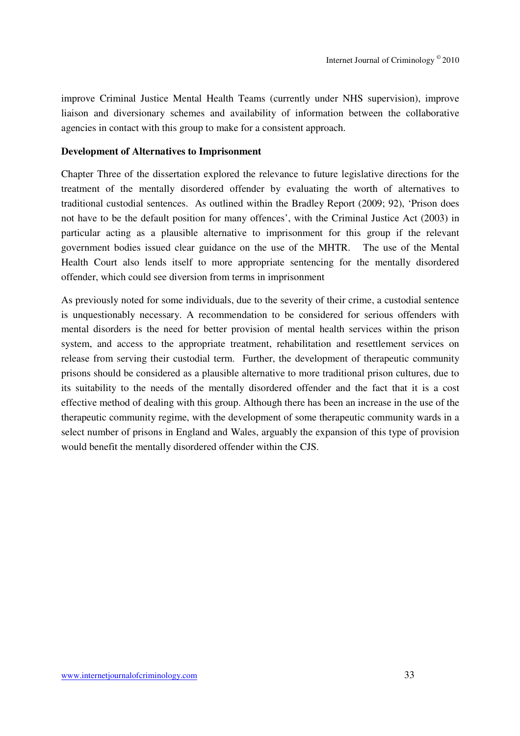improve Criminal Justice Mental Health Teams (currently under NHS supervision), improve liaison and diversionary schemes and availability of information between the collaborative agencies in contact with this group to make for a consistent approach.

**Development of Alternatives to Imprisonment**

Chapter Three of the dissertation explored the relevance to future legislative directions for the treatment of the mentally disordered offender by evaluating the worth of alternatives to traditional custodial sentences. As outlined within the Bradley Report (2009; 92), 'Prison does not have to be the default position for many offences', with the Criminal Justice Act (2003) in particular acting as a plausible alternative to imprisonment for this group if the relevant government bodies issued clear guidance on the use of the MHTR. The use of the Mental Health Court also lends itself to more appropriate sentencing for the mentally disordered offender, which could see diversion from terms in imprisonment

As previously noted for some individuals, due to the severity of their crime, a custodial sentence is unquestionably necessary. A recommendation to be considered for serious offenders with mental disorders is the need for better provision of mental health services within the prison system, and access to the appropriate treatment, rehabilitation and resettlement services on release from serving their custodial term. Further, the development of therapeutic community prisons should be considered as a plausible alternative to more traditional prison cultures, due to its suitability to the needs of the mentally disordered offender and the fact that it is a cost effective method of dealing with this group. Although there has been an increase in the use of the therapeutic community regime, with the development of some therapeutic community wards in a select number of prisons in England and Wales, arguably the expansion of this type of provision would benefit the mentally disordered offender within the CJS.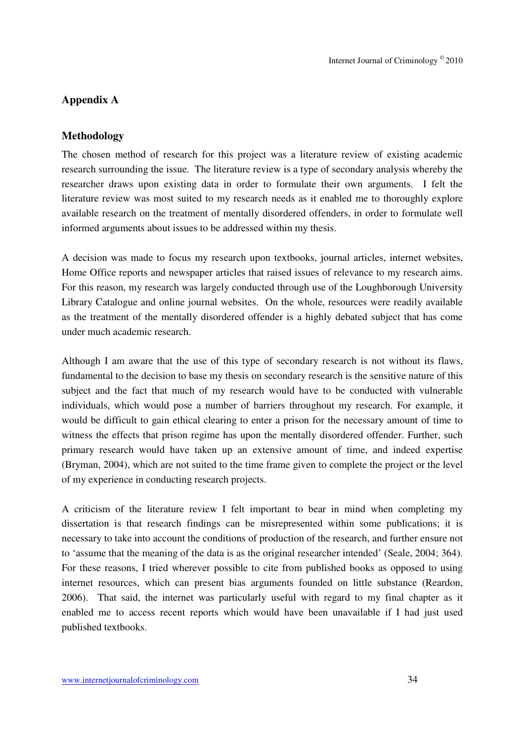## Appendix A

### Methodology

The chosen method of research for this project was a literature review of existing academic research surrounding the issue. The literature review is a type of secondary analysis whereby the researcher draws upon existing data in order to formulate their own arguments. I felt the literature review was most suited to my research needs as it enabled me to thoroughly explore available research on the treatment of mentally disordered offenders, in order to formulate well informed arguments about issues to be addressed within my thesis.

A decision was made to focus my research upon textbooks, journal articles, internet websites, Home Office reports and newspaper articles that raised issues of relevance to my research aims. For this reason, my research was largely conducted through use of the Loughborough University Library Catalogue and online journal websites. On the whole, resources were readily available as the treatment of the mentally disordered offender is a highly debated subject that has come under much academic research.

Although I am aware that the use of this type of secondary research is not without its flaws, fundamental to the decision to base my thesis on secondary research is the sensitive nature of this subject and the fact that much of my research would have to be conducted with vulnerable individuals, which would pose a number of barriers throughout my research. For example, it would be difficult to gain ethical clearing to enter a prison for the necessary amount of time to witness the effects that prison regime has upon the mentally disordered offender. Further, such primary research would have taken up an extensive amount of time, and indeed expertise (Bryman, 2004), which are not suited to the time frame given to complete the project or the level of my experience in conducting research projects.

A criticism of the literature review I felt important to bear in mind when completing my dissertation is that research findings can be misrepresented within some publications; it is necessary to take into account the conditions of production of the research, and further ensure not to 'assume that the meaning of the data is as the original researcher intended' (Seale, 2004; 364). For these reasons, I tried wherever possible to cite from published books as opposed to using internet resources, which can present bias arguments founded on little substance (Reardon, 2006). That said, the internet was particularly useful with regard to my final chapter as it enabled me to access recent reports which would have been unavailable if I had just used published textbooks.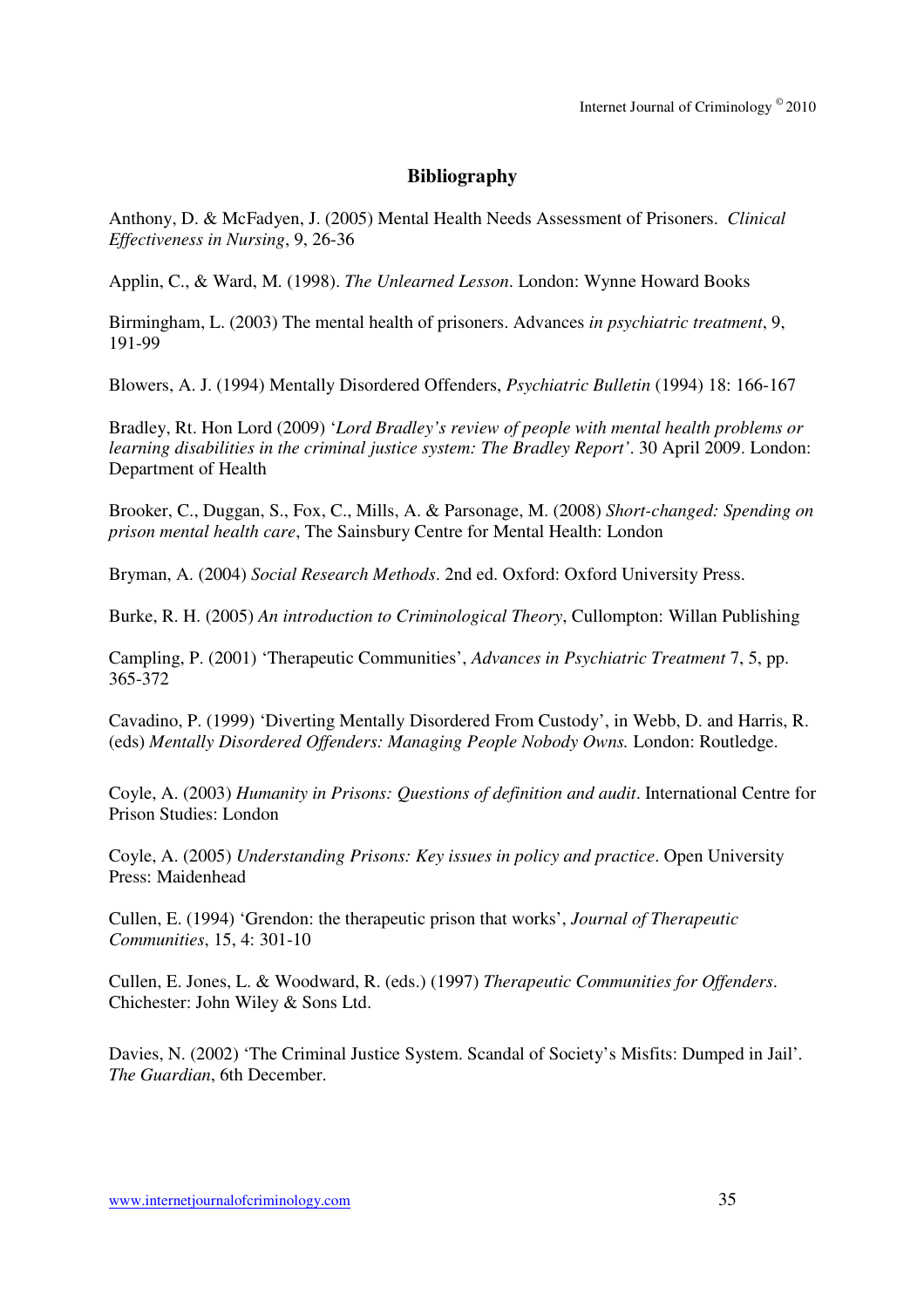## Bibliography

Anthony, D. & McFadyen, J. (2005) Mental Health Needs Assessment of Prisoners. *Clinical Effectiveness in Nursing*, 9, 26-36

Applin, C., & Ward, M. (1998). *The Unlearned Lesson*. London: Wynne Howard Books

Birmingham, L. (2003) The mental health of prisoners. Advances *in psychiatric treatment*, 9, 191-99

Blowers, A. J. (1994) Mentally Disordered Offenders, *Psychiatric Bulletin* (1994) 18: 166-167

Bradley, Rt. Hon Lord (2009) '*Lord Bradley's review of people with mental health problems or learning disabilities in the criminal justice system: The Bradley Report'*. 30 April 2009. London: Department of Health

Brooker, C., Duggan, S., Fox, C., Mills, A. & Parsonage, M. (2008) *Short-changed: Spending on prison mental health care*, The Sainsbury Centre for Mental Health: London

Bryman, A. (2004) *Social Research Methods*. 2nd ed. Oxford: Oxford University Press.

Burke, R. H. (2005) *An introduction to Criminological Theory*, Cullompton: Willan Publishing

Campling, P. (2001) 'Therapeutic Communities', *Advances in Psychiatric Treatment* 7, 5, pp. 365-372

Cavadino, P. (1999) 'Diverting Mentally Disordered From Custody', in Webb, D. and Harris, R. (eds) *Mentally Disordered Offenders: Managing People Nobody Owns.* London: Routledge.

Coyle, A. (2003) *Humanity in Prisons: Questions of definition and audit*. International Centre for Prison Studies: London

Coyle, A. (2005) *Understanding Prisons: Key issues in policy and practice*. Open University Press: Maidenhead

Cullen, E. (1994) 'Grendon: the therapeutic prison that works', *Journal of Therapeutic Communities*, 15, 4: 301-10

Cullen, E. Jones, L. & Woodward, R. (eds.) (1997) *Therapeutic Communities for Offenders*. Chichester: John Wiley & Sons Ltd.

Davies, N. (2002) 'The Criminal Justice System. Scandal of Society's Misfits: Dumped in Jail'. *The Guardian*, 6th December.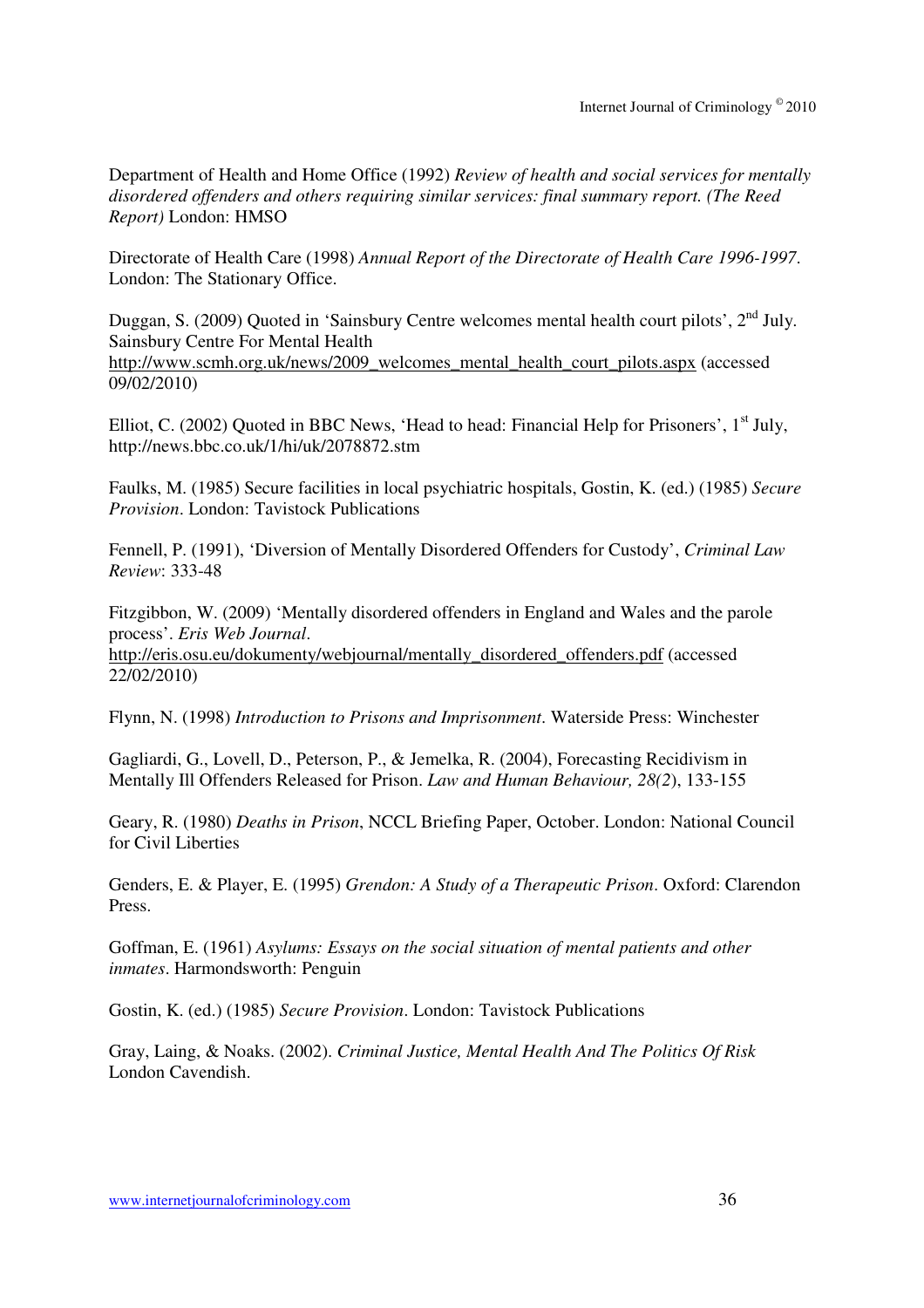Department of Health and Home Office (1992) *Review of health and social services for mentally disordered offenders and others requiring similar services: final summary report. (The Reed Report)* London: HMSO

Directorate of Health Care (1998) *Annual Report of the Directorate of Health Care 1996-1997*. London: The Stationary Office.

Duggan, S. (2009) Quoted in 'Sainsbury Centre welcomes mental health court pilots', 2nd July. Sainsbury Centre For Mental Health http://www.scmh.org.uk/news/2009_welcomes_mental_health_court_pilots.aspx (accessed 09/02/2010)

Elliot, C. (2002) Quoted in BBC News, 'Head to head: Financial Help for Prisoners', 1st July, http://news.bbc.co.uk/1/hi/uk/2078872.stm

Faulks, M. (1985) Secure facilities in local psychiatric hospitals, Gostin, K. (ed.) (1985) *Secure Provision*. London: Tavistock Publications

Fennell, P. (1991), 'Diversion of Mentally Disordered Offenders for Custody', *Criminal Law Review*: 333-48

Fitzgibbon, W. (2009) 'Mentally disordered offenders in England and Wales and the parole process'. *Eris Web Journal*. http://eris.osu.eu/dokumenty/webjournal/mentally_disordered_offenders.pdf (accessed 22/02/2010)

Flynn, N. (1998) *Introduction to Prisons and Imprisonment*. Waterside Press: Winchester

Gagliardi, G., Lovell, D., Peterson, P., & Jemelka, R. (2004), Forecasting Recidivism in Mentally Ill Offenders Released for Prison. *Law and Human Behaviour, 28(2*), 133-155

Geary, R. (1980) *Deaths in Prison*, NCCL Briefing Paper, October. London: National Council for Civil Liberties

Genders, E. & Player, E. (1995) *Grendon: A Study of a Therapeutic Prison*. Oxford: Clarendon Press.

Goffman, E. (1961) *Asylums: Essays on the social situation of mental patients and other inmates*. Harmondsworth: Penguin

Gostin, K. (ed.) (1985) *Secure Provision*. London: Tavistock Publications

Gray, Laing, & Noaks. (2002). *Criminal Justice, Mental Health And The Politics Of Risk* London Cavendish.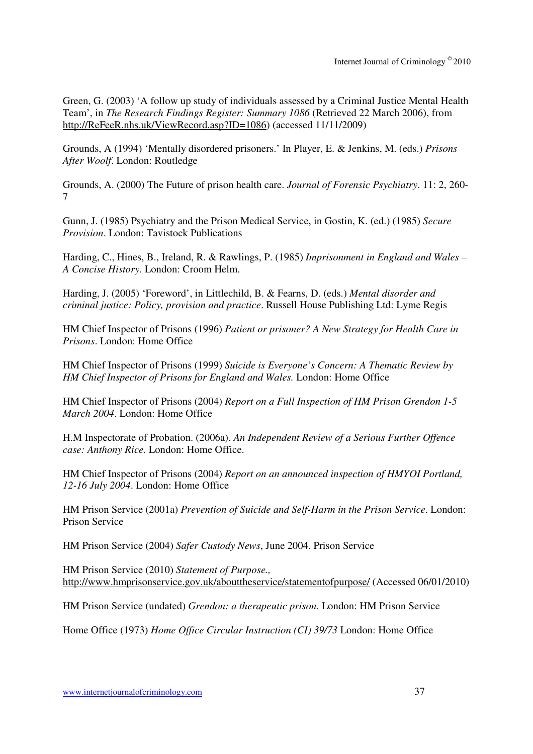Green, G. (2003) 'A follow up study of individuals assessed by a Criminal Justice Mental Health Team', in *The Research Findings Register: Summary 1086* (Retrieved 22 March 2006), from http://ReFeeR.nhs.uk/ViewRecord.asp?ID=1086) (accessed 11/11/2009)

Grounds, A (1994) 'Mentally disordered prisoners.' In Player, E. & Jenkins, M. (eds.) *Prisons After Woolf*. London: Routledge

Grounds, A. (2000) The Future of prison health care. *Journal of Forensic Psychiatry*. 11: 2, 260-7

Gunn, J. (1985) Psychiatry and the Prison Medical Service, in Gostin, K. (ed.) (1985) *Secure Provision*. London: Tavistock Publications

Harding, C., Hines, B., Ireland, R. & Rawlings, P. (1985) *Imprisonment in England and Wales – A Concise History.* London: Croom Helm.

Harding, J. (2005) 'Foreword', in Littlechild, B. & Fearns, D. (eds.) *Mental disorder and criminal justice: Policy, provision and practice*. Russell House Publishing Ltd: Lyme Regis

HM Chief Inspector of Prisons (1996) *Patient or prisoner? A New Strategy for Health Care in Prisons*. London: Home Office

HM Chief Inspector of Prisons (1999) *Suicide is Everyone's Concern: A Thematic Review by HM Chief Inspector of Prisons for England and Wales.* London: Home Office

HM Chief Inspector of Prisons (2004) *Report on a Full Inspection of HM Prison Grendon 1-5 March 2004*. London: Home Office

H.M Inspectorate of Probation. (2006a). *An Independent Review of a Serious Further Offence case: Anthony Rice*. London: Home Office.

HM Chief Inspector of Prisons (2004) *Report on an announced inspection of HMYOI Portland, 12-16 July 2004*. London: Home Office

HM Prison Service (2001a) *Prevention of Suicide and Self-Harm in the Prison Service*. London: Prison Service

HM Prison Service (2004) *Safer Custody News*, June 2004. Prison Service

HM Prison Service (2010) *Statement of Purpose.,* http://www.hmprisonservice.gov.uk/abouttheservice/statementofpurpose/ (Accessed 06/01/2010)

HM Prison Service (undated) *Grendon: a therapeutic prison*. London: HM Prison Service

Home Office (1973) *Home Office Circular Instruction (CI) 39/73* London: Home Office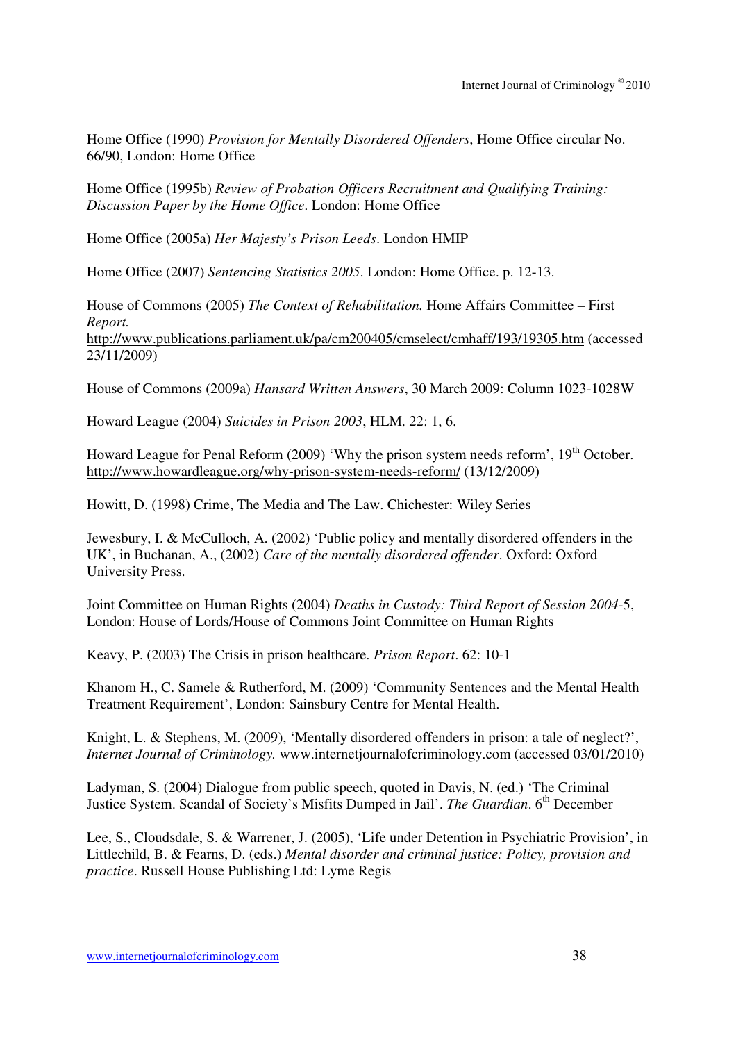Home Office (1990) *Provision for Mentally Disordered Offenders*, Home Office circular No. 66/90, London: Home Office

Home Office (1995b) *Review of Probation Officers Recruitment and Qualifying Training: Discussion Paper by the Home Office*. London: Home Office

Home Office (2005a) *Her Majesty's Prison Leeds*. London HMIP

Home Office (2007) *Sentencing Statistics 2005*. London: Home Office. p. 12-13.

House of Commons (2005) *The Context of Rehabilitation.* Home Affairs Committee – First *Report.* http://www.publications.parliament.uk/pa/cm200405/cmselect/cmhaff/193/19305.htm (accessed 23/11/2009)

House of Commons (2009a) *Hansard Written Answers*, 30 March 2009: Column 1023-1028W

Howard League (2004) *Suicides in Prison 2003*, HLM. 22: 1, 6.

Howard League for Penal Reform (2009) 'Why the prison system needs reform', 19th October. http://www.howardleague.org/why-prison-system-needs-reform/ (13/12/2009)

Howitt, D. (1998) Crime, The Media and The Law. Chichester: Wiley Series

Jewesbury, I. & McCulloch, A. (2002) 'Public policy and mentally disordered offenders in the UK', in Buchanan, A., (2002) *Care of the mentally disordered offender*. Oxford: Oxford University Press.

Joint Committee on Human Rights (2004) *Deaths in Custody: Third Report of Session 2004-*5, London: House of Lords/House of Commons Joint Committee on Human Rights

Keavy, P. (2003) The Crisis in prison healthcare. *Prison Report*. 62: 10-1

Khanom H., C. Samele & Rutherford, M. (2009) 'Community Sentences and the Mental Health Treatment Requirement', London: Sainsbury Centre for Mental Health.

Knight, L. & Stephens, M. (2009), 'Mentally disordered offenders in prison: a tale of neglect?', *Internet Journal of Criminology.* www.internetjournalofcriminology.com (accessed 03/01/2010)

Ladyman, S. (2004) Dialogue from public speech, quoted in Davis, N. (ed.) 'The Criminal Justice System. Scandal of Society's Misfits Dumped in Jail'. *The Guardian*. 6th December

Lee, S., Cloudsdale, S. & Warrener, J. (2005), 'Life under Detention in Psychiatric Provision', in Littlechild, B. & Fearns, D. (eds.) *Mental disorder and criminal justice: Policy, provision and practice*. Russell House Publishing Ltd: Lyme Regis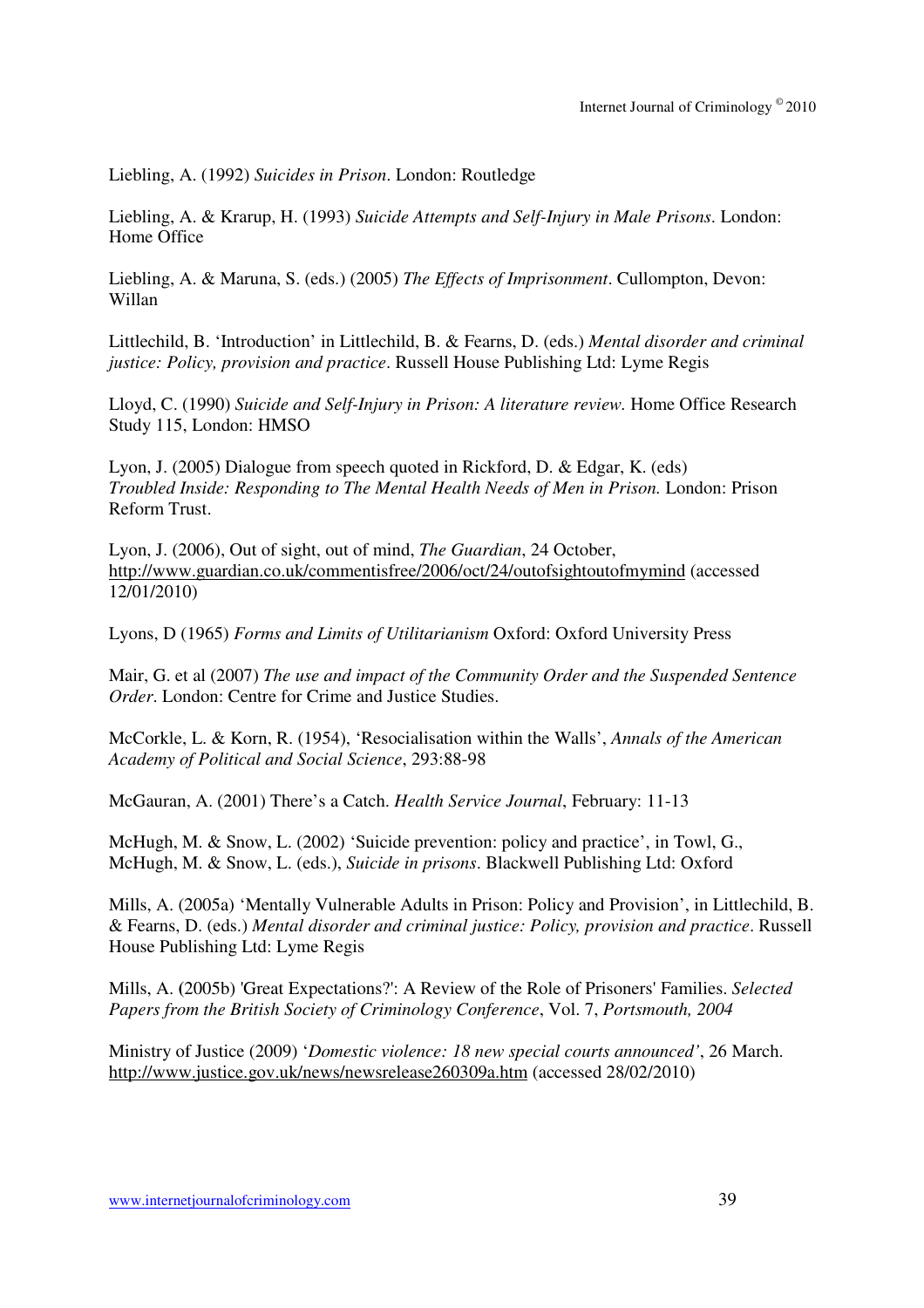Liebling, A. (1992) *Suicides in Prison*. London: Routledge

Liebling, A. & Krarup, H. (1993) *Suicide Attempts and Self-Injury in Male Prisons*. London: Home Office

Liebling, A. & Maruna, S. (eds.) (2005) *The Effects of Imprisonment*. Cullompton, Devon: Willan

Littlechild, B. 'Introduction' in Littlechild, B. & Fearns, D. (eds.) *Mental disorder and criminal justice: Policy, provision and practice*. Russell House Publishing Ltd: Lyme Regis

Lloyd, C. (1990) *Suicide and Self-Injury in Prison: A literature review.* Home Office Research Study 115, London: HMSO

Lyon, J. (2005) Dialogue from speech quoted in Rickford, D. & Edgar, K. (eds) *Troubled Inside: Responding to The Mental Health Needs of Men in Prison.* London: Prison Reform Trust.

Lyon, J. (2006), Out of sight, out of mind, *The Guardian*, 24 October, http://www.guardian.co.uk/commentisfree/2006/oct/24/outofsightoutofmymind (accessed 12/01/2010)

Lyons, D (1965) *Forms and Limits of Utilitarianism* Oxford: Oxford University Press

Mair, G. et al (2007) *The use and impact of the Community Order and the Suspended Sentence Order*. London: Centre for Crime and Justice Studies.

McCorkle, L. & Korn, R. (1954), 'Resocialisation within the Walls', *Annals of the American Academy of Political and Social Science*, 293:88-98

McGauran, A. (2001) There's a Catch. *Health Service Journal*, February: 11-13

McHugh, M. & Snow, L. (2002) 'Suicide prevention: policy and practice', in Towl, G., McHugh, M. & Snow, L. (eds.), *Suicide in prisons*. Blackwell Publishing Ltd: Oxford

Mills, A. (2005a) 'Mentally Vulnerable Adults in Prison: Policy and Provision', in Littlechild, B. & Fearns, D. (eds.) *Mental disorder and criminal justice: Policy, provision and practice*. Russell House Publishing Ltd: Lyme Regis

Mills, A. (2005b) 'Great Expectations?': A Review of the Role of Prisoners' Families. *Selected Papers from the British Society of Criminology Conference*, Vol. 7, *Portsmouth, 2004*

Ministry of Justice (2009) '*Domestic violence: 18 new special courts announced'*, 26 March. http://www.justice.gov.uk/news/newsrelease260309a.htm (accessed 28/02/2010)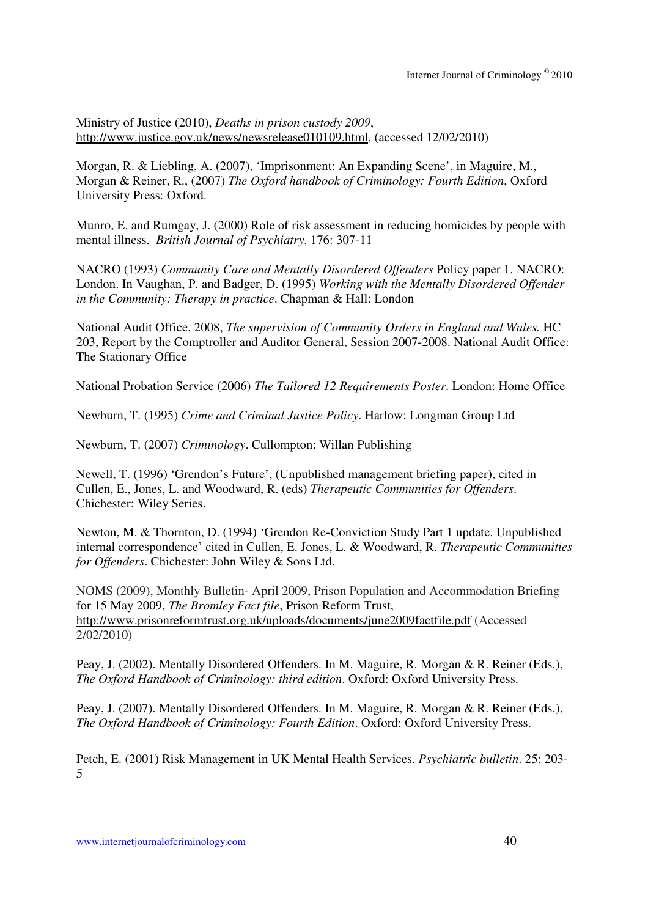Ministry of Justice (2010), *Deaths in prison custody 2009*, http://www.justice.gov.uk/news/newsrelease010109.html, (accessed 12/02/2010)

Morgan, R. & Liebling, A. (2007), 'Imprisonment: An Expanding Scene', in Maguire, M., Morgan & Reiner, R., (2007) *The Oxford handbook of Criminology: Fourth Edition*, Oxford University Press: Oxford.

Munro, E. and Rumgay, J. (2000) Role of risk assessment in reducing homicides by people with mental illness. *British Journal of Psychiatry*. 176: 307-11

NACRO (1993) *Community Care and Mentally Disordered Offenders* Policy paper 1. NACRO: London. In Vaughan, P. and Badger, D. (1995) *Working with the Mentally Disordered Offender in the Community: Therapy in practice*. Chapman & Hall: London

National Audit Office, 2008, *The supervision of Community Orders in England and Wales.* HC 203, Report by the Comptroller and Auditor General, Session 2007-2008. National Audit Office: The Stationary Office

National Probation Service (2006) *The Tailored 12 Requirements Poster*. London: Home Office

Newburn, T. (1995) *Crime and Criminal Justice Policy*. Harlow: Longman Group Ltd

Newburn, T. (2007) *Criminology*. Cullompton: Willan Publishing

Newell, T. (1996) 'Grendon's Future', (Unpublished management briefing paper), cited in Cullen, E., Jones, L. and Woodward, R. (eds) *Therapeutic Communities for Offenders*. Chichester: Wiley Series.

Newton, M. & Thornton, D. (1994) 'Grendon Re-Conviction Study Part 1 update. Unpublished internal correspondence' cited in Cullen, E. Jones, L. & Woodward, R. *Therapeutic Communities for Offenders*. Chichester: John Wiley & Sons Ltd.

NOMS (2009), Monthly Bulletin- April 2009, Prison Population and Accommodation Briefing for 15 May 2009, *The Bromley Fact file*, Prison Reform Trust, http://www.prisonreformtrust.org.uk/uploads/documents/june2009factfile.pdf (Accessed 2/02/2010)

Peay, J. (2002). Mentally Disordered Offenders. In M. Maguire, R. Morgan & R. Reiner (Eds.), *The Oxford Handbook of Criminology: third edition*. Oxford: Oxford University Press.

Peay, J. (2007). Mentally Disordered Offenders. In M. Maguire, R. Morgan & R. Reiner (Eds.), *The Oxford Handbook of Criminology: Fourth Edition*. Oxford: Oxford University Press.

Petch, E. (2001) Risk Management in UK Mental Health Services. *Psychiatric bulletin*. 25: 203-5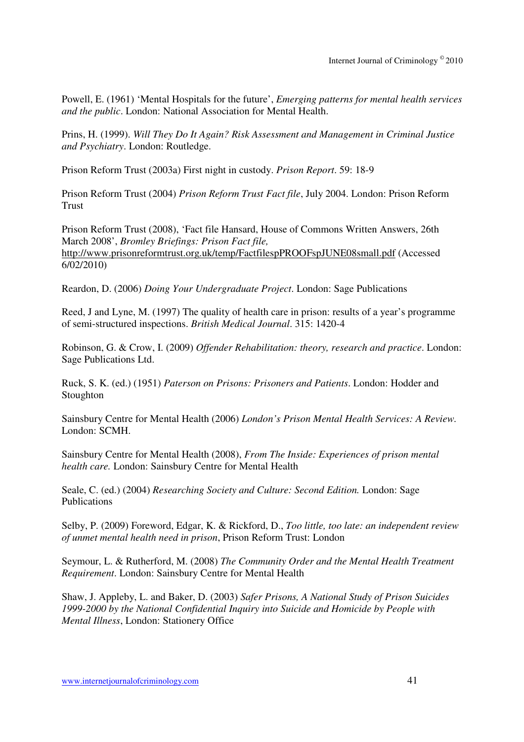Powell, E. (1961) 'Mental Hospitals for the future', *Emerging patterns for mental health services and the public*. London: National Association for Mental Health.

Prins, H. (1999). *Will They Do It Again? Risk Assessment and Management in Criminal Justice and Psychiatry*. London: Routledge.

Prison Reform Trust (2003a) First night in custody. *Prison Report*. 59: 18-9

Prison Reform Trust (2004) *Prison Reform Trust Fact file*, July 2004. London: Prison Reform Trust

Prison Reform Trust (2008), 'Fact file Hansard, House of Commons Written Answers, 26th March 2008', *Bromley Briefings: Prison Fact file,* http://www.prisonreformtrust.org.uk/temp/FactfilespPROOFspJUNE08small.pdf (Accessed 6/02/2010)

Reardon, D. (2006) *Doing Your Undergraduate Project*. London: Sage Publications

Reed, J and Lyne, M. (1997) The quality of health care in prison: results of a year's programme of semi-structured inspections. *British Medical Journal*. 315: 1420-4

Robinson, G. & Crow, I. (2009) *Offender Rehabilitation: theory, research and practice*. London: Sage Publications Ltd.

Ruck, S. K. (ed.) (1951) *Paterson on Prisons: Prisoners and Patients*. London: Hodder and Stoughton

Sainsbury Centre for Mental Health (2006) *London's Prison Mental Health Services: A Review*. London: SCMH.

Sainsbury Centre for Mental Health (2008), *From The Inside: Experiences of prison mental health care.* London: Sainsbury Centre for Mental Health

Seale, C. (ed.) (2004) *Researching Society and Culture: Second Edition.* London: Sage Publications

Selby, P. (2009) Foreword, Edgar, K. & Rickford, D., *Too little, too late: an independent review of unmet mental health need in prison*, Prison Reform Trust: London

Seymour, L. & Rutherford, M. (2008) *The Community Order and the Mental Health Treatment Requirement*. London: Sainsbury Centre for Mental Health

Shaw, J. Appleby, L. and Baker, D. (2003) *Safer Prisons, A National Study of Prison Suicides 1999-2000 by the National Confidential Inquiry into Suicide and Homicide by People with Mental Illness*, London: Stationery Office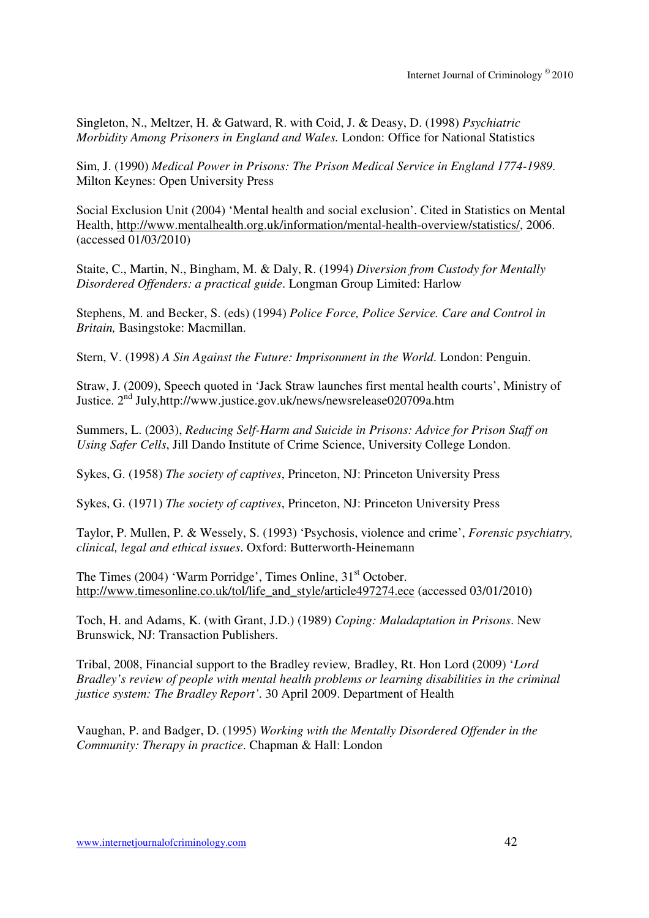Singleton, N., Meltzer, H. & Gatward, R. with Coid, J. & Deasy, D. (1998) *Psychiatric Morbidity Among Prisoners in England and Wales.* London: Office for National Statistics

Sim, J. (1990) *Medical Power in Prisons: The Prison Medical Service in England 1774-1989*. Milton Keynes: Open University Press

Social Exclusion Unit (2004) 'Mental health and social exclusion'. Cited in Statistics on Mental Health, http://www.mentalhealth.org.uk/information/mental-health-overview/statistics/, 2006. (accessed 01/03/2010)

Staite, C., Martin, N., Bingham, M. & Daly, R. (1994) *Diversion from Custody for Mentally Disordered Offenders: a practical guide*. Longman Group Limited: Harlow

Stephens, M. and Becker, S. (eds) (1994) *Police Force, Police Service. Care and Control in Britain,* Basingstoke: Macmillan.

Stern, V. (1998) *A Sin Against the Future: Imprisonment in the World*. London: Penguin.

Straw, J. (2009), Speech quoted in 'Jack Straw launches first mental health courts', Ministry of Justice. 2nd July,http://www.justice.gov.uk/news/newsrelease020709a.htm

Summers, L. (2003), *Reducing Self-Harm and Suicide in Prisons: Advice for Prison Staff on Using Safer Cells*, Jill Dando Institute of Crime Science, University College London.

Sykes, G. (1958) *The society of captives*, Princeton, NJ: Princeton University Press

Sykes, G. (1971) *The society of captives*, Princeton, NJ: Princeton University Press

Taylor, P. Mullen, P. & Wessely, S. (1993) 'Psychosis, violence and crime', *Forensic psychiatry, clinical, legal and ethical issues*. Oxford: Butterworth-Heinemann

The Times (2004) 'Warm Porridge', Times Online, 31st October. http://www.timesonline.co.uk/tol/life_and_style/article497274.ece (accessed 03/01/2010)

Toch, H. and Adams, K. (with Grant, J.D.) (1989) *Coping: Maladaptation in Prisons*. New Brunswick, NJ: Transaction Publishers.

Tribal, 2008, Financial support to the Bradley review*,* Bradley, Rt. Hon Lord (2009) '*Lord Bradley's review of people with mental health problems or learning disabilities in the criminal justice system: The Bradley Report'*. 30 April 2009. Department of Health

Vaughan, P. and Badger, D. (1995) *Working with the Mentally Disordered Offender in the Community: Therapy in practice*. Chapman & Hall: London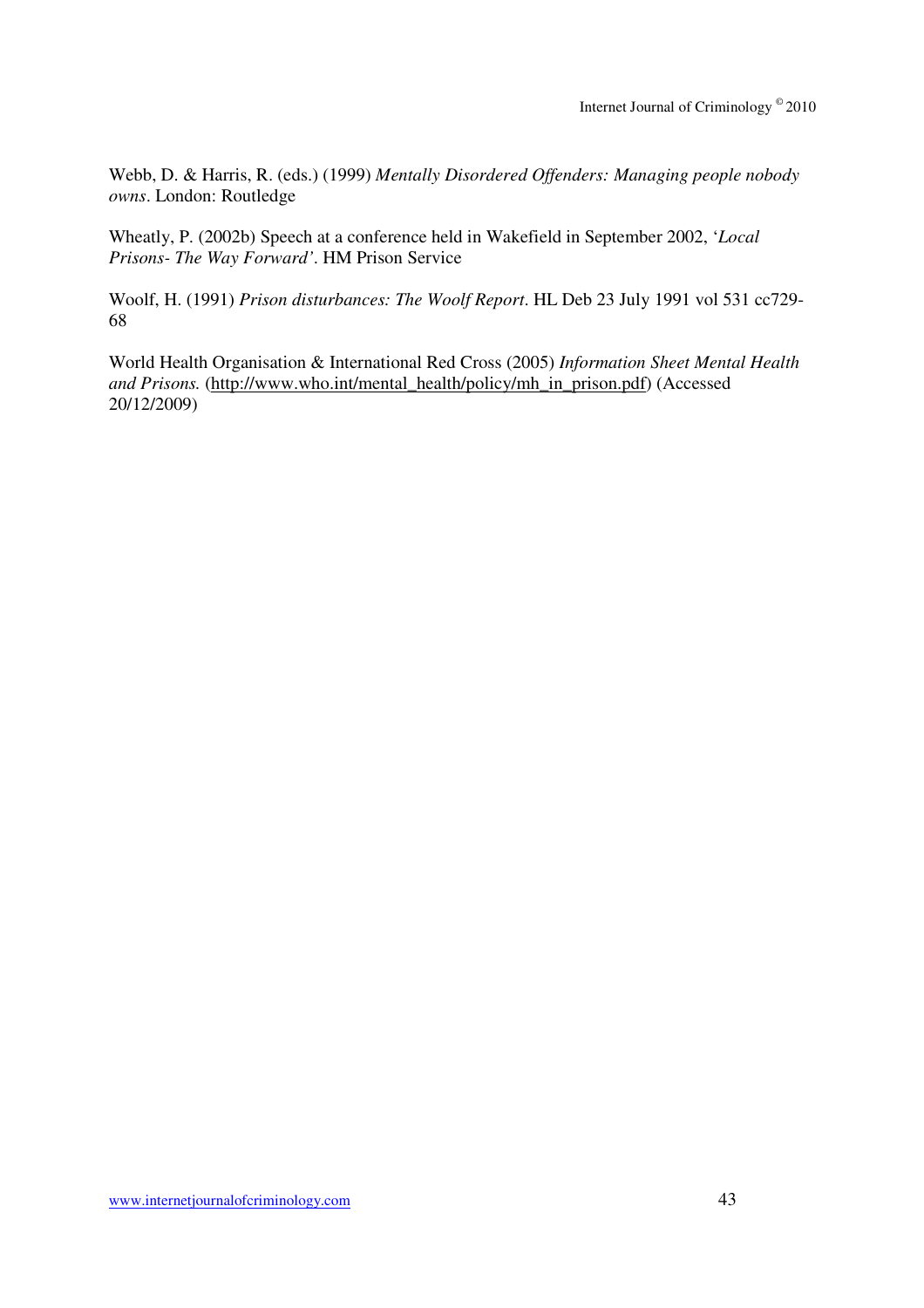Webb, D. & Harris, R. (eds.) (1999) *Mentally Disordered Offenders: Managing people nobody owns*. London: Routledge

Wheatly, P. (2002b) Speech at a conference held in Wakefield in September 2002, '*Local Prisons- The Way Forward'*. HM Prison Service

Woolf, H. (1991) *Prison disturbances: The Woolf Report*. HL Deb 23 July 1991 vol 531 cc729-68

World Health Organisation & International Red Cross (2005) *Information Sheet Mental Health and Prisons.* (http://www.who.int/mental_health/policy/mh_in_prison.pdf) (Accessed 20/12/2009)